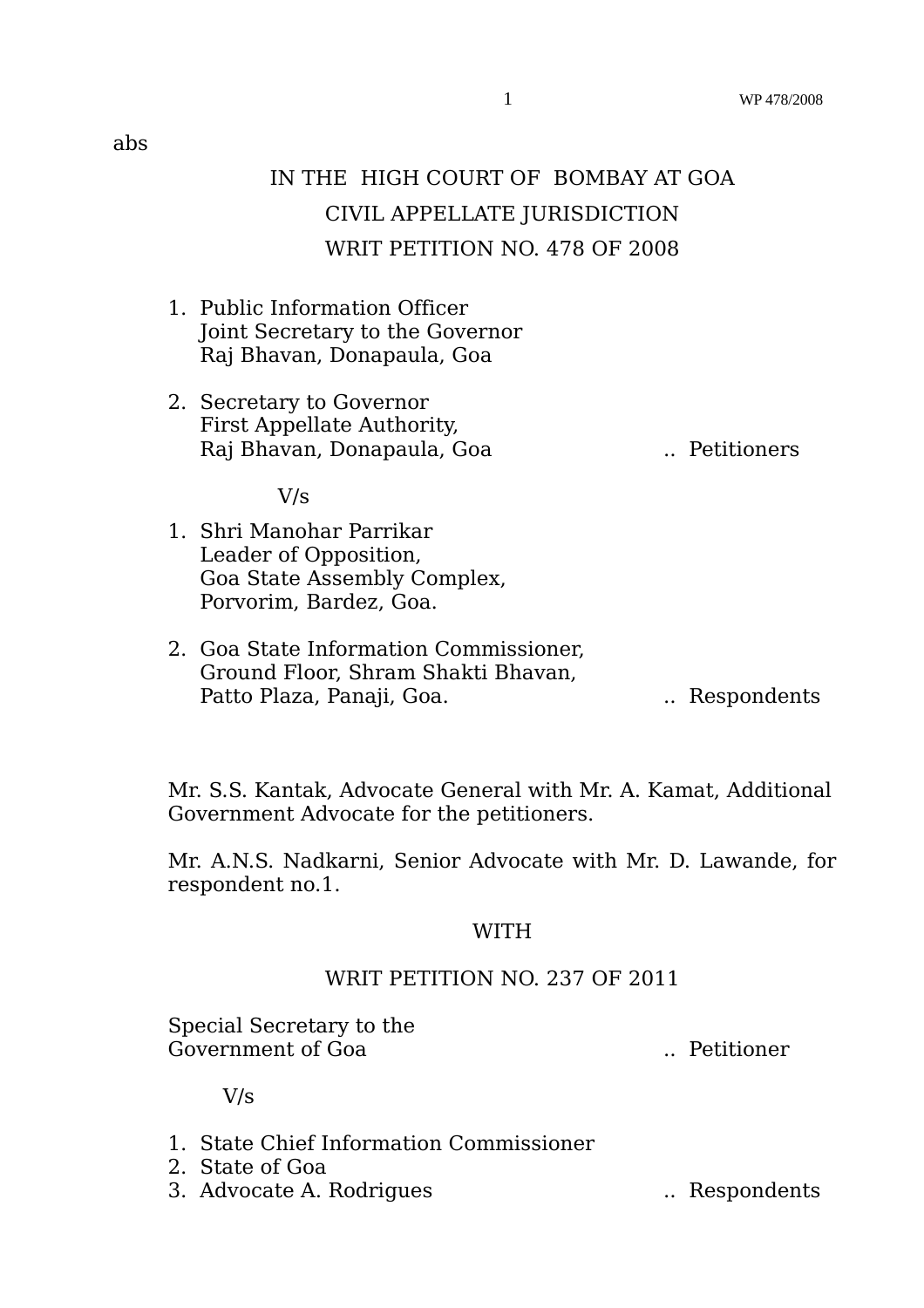abs

# IN THE HIGH COURT OF BOMBAY AT GOA

## CIVIL APPELLATE JURISDICTION

## WRIT PETITION NO. 478 OF 2008

1. Public Information Officer
   Joint Secretary to the Governor
   Raj Bhavan, Donapaula, Goa

2. Secretary to Governor
   First Appellate Authority,
   Raj Bhavan, Donapaula, Goa .. Petitioners

V/s

1. Shri Manohar Parrikar
   Leader of Opposition,
   Goa State Assembly Complex,
   Porvorim, Bardez, Goa.

2. Goa State Information Commissioner,
   Ground Floor, Shram Shakti Bhavan,
   Patto Plaza, Panaji, Goa. .. Respondents

Mr. S.S. Kantak, Advocate General with Mr. A. Kamat, Additional Government Advocate for the petitioners.

Mr. A.N.S. Nadkarni, Senior Advocate with Mr. D. Lawande, for respondent no.1.

WITH

## WRIT PETITION NO. 237 OF 2011

Special Secretary to the
Government of Goa .. Petitioner

V/s

1. State Chief Information Commissioner
2. State of Goa
3. Advocate A. Rodrigues .. Respondents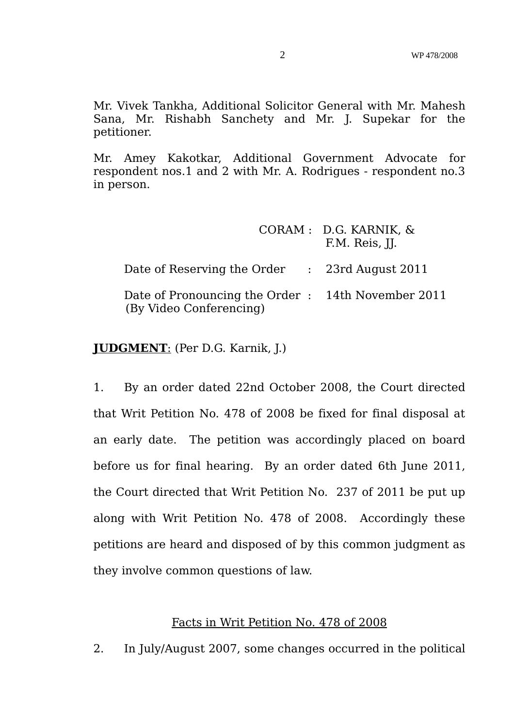Mr. Vivek Tankha, Additional Solicitor General with Mr. Mahesh Sana, Mr. Rishabh Sanchety and Mr. J. Supekar for the petitioner.

Mr. Amey Kakotkar, Additional Government Advocate for respondent nos.1 and 2 with Mr. A. Rodrigues - respondent no.3 in person.

CORAM : D.G. KARNIK, & F.M. Reis, JJ.

Date of Reserving the Order : 23rd August 2011

Date of Pronouncing the Order : 14th November 2011 (By Video Conferencing)

**JUDGMENT**: (Per D.G. Karnik, J.)

1. By an order dated 22nd October 2008, the Court directed that Writ Petition No. 478 of 2008 be fixed for final disposal at an early date. The petition was accordingly placed on board before us for final hearing. By an order dated 6th June 2011, the Court directed that Writ Petition No. 237 of 2011 be put up along with Writ Petition No. 478 of 2008. Accordingly these petitions are heard and disposed of by this common judgment as they involve common questions of law.

## Facts in Writ Petition No. 478 of 2008

2. In July/August 2007, some changes occurred in the political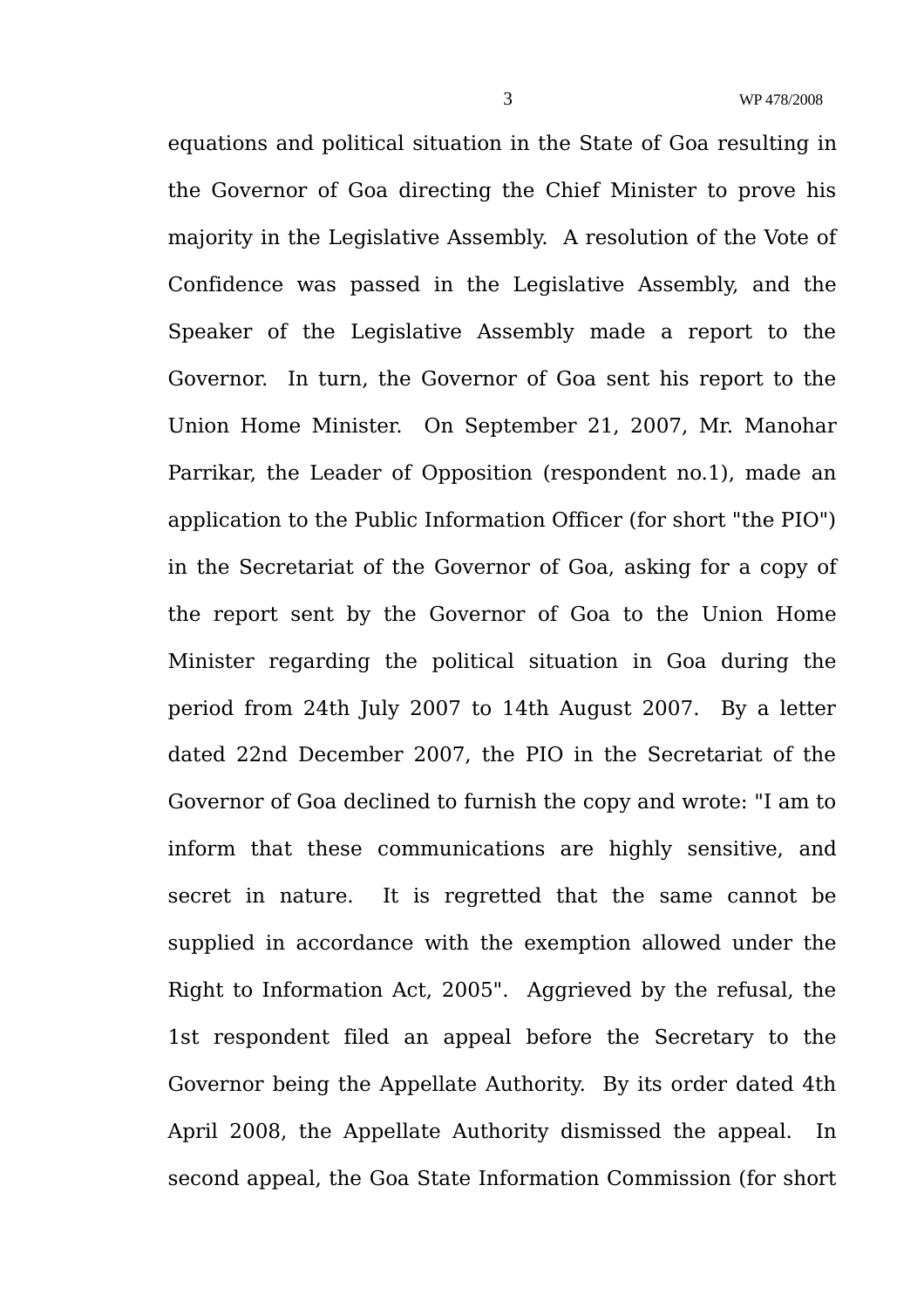equations and political situation in the State of Goa resulting in the Governor of Goa directing the Chief Minister to prove his majority in the Legislative Assembly. A resolution of the Vote of Confidence was passed in the Legislative Assembly, and the Speaker of the Legislative Assembly made a report to the Governor. In turn, the Governor of Goa sent his report to the Union Home Minister. On September 21, 2007, Mr. Manohar Parrikar, the Leader of Opposition (respondent no.1), made an application to the Public Information Officer (for short "the PIO") in the Secretariat of the Governor of Goa, asking for a copy of the report sent by the Governor of Goa to the Union Home Minister regarding the political situation in Goa during the period from 24th July 2007 to 14th August 2007. By a letter dated 22nd December 2007, the PIO in the Secretariat of the Governor of Goa declined to furnish the copy and wrote: "I am to inform that these communications are highly sensitive, and secret in nature. It is regretted that the same cannot be supplied in accordance with the exemption allowed under the Right to Information Act, 2005". Aggrieved by the refusal, the 1st respondent filed an appeal before the Secretary to the Governor being the Appellate Authority. By its order dated 4th April 2008, the Appellate Authority dismissed the appeal. In second appeal, the Goa State Information Commission (for short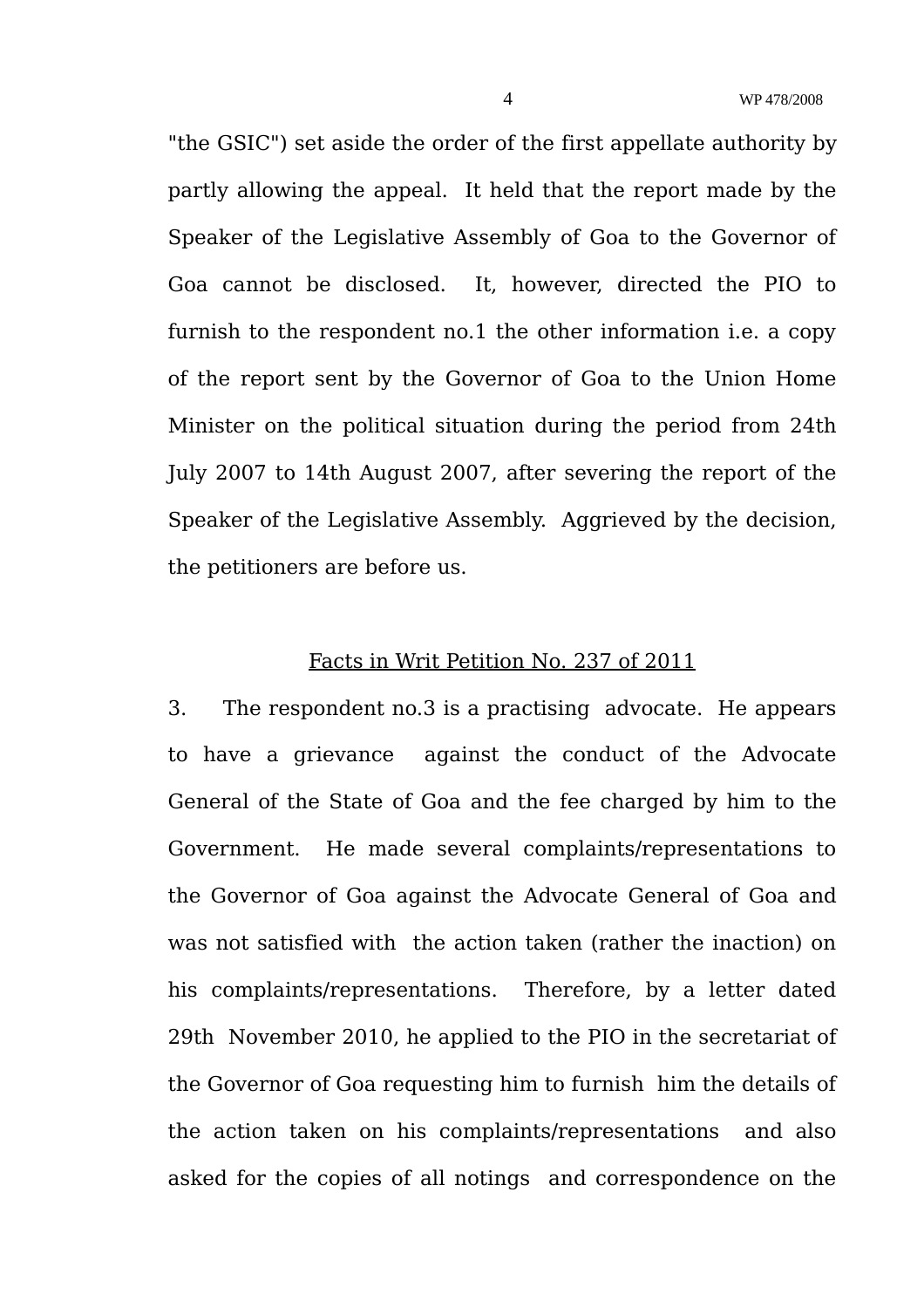"the GSIC") set aside the order of the first appellate authority by partly allowing the appeal. It held that the report made by the Speaker of the Legislative Assembly of Goa to the Governor of Goa cannot be disclosed. It, however, directed the PIO to furnish to the respondent no.1 the other information i.e. a copy of the report sent by the Governor of Goa to the Union Home Minister on the political situation during the period from 24th July 2007 to 14th August 2007, after severing the report of the Speaker of the Legislative Assembly. Aggrieved by the decision, the petitioners are before us.

<u>Facts in Writ Petition No. 237 of 2011</u>

3. The respondent no.3 is a practising advocate. He appears to have a grievance against the conduct of the Advocate General of the State of Goa and the fee charged by him to the Government. He made several complaints/representations to the Governor of Goa against the Advocate General of Goa and was not satisfied with the action taken (rather the inaction) on his complaints/representations. Therefore, by a letter dated 29th November 2010, he applied to the PIO in the secretariat of the Governor of Goa requesting him to furnish him the details of the action taken on his complaints/representations and also asked for the copies of all notings and correspondence on the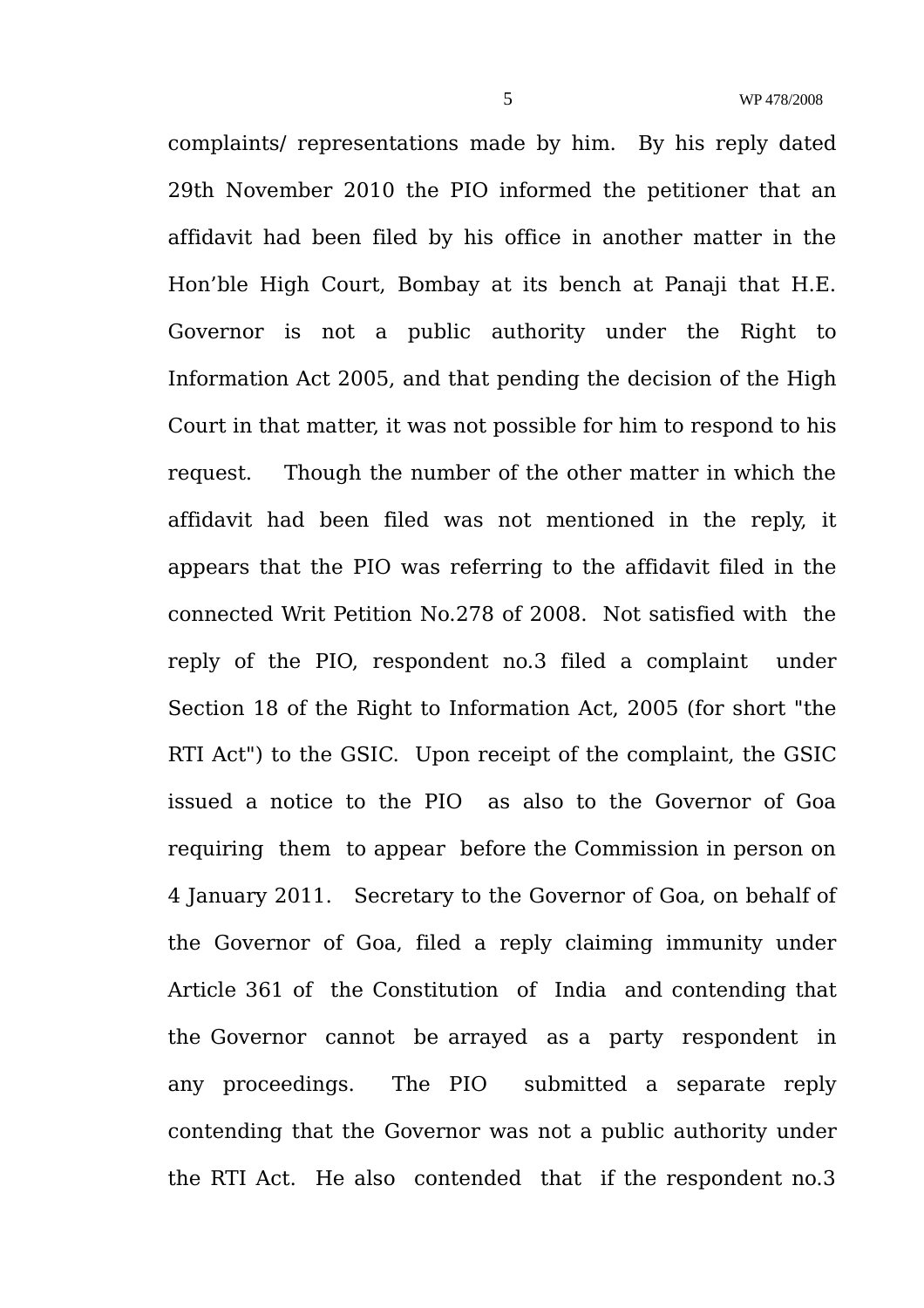complaints/ representations made by him. By his reply dated 29th November 2010 the PIO informed the petitioner that an affidavit had been filed by his office in another matter in the Hon'ble High Court, Bombay at its bench at Panaji that H.E. Governor is not a public authority under the Right to Information Act 2005, and that pending the decision of the High Court in that matter, it was not possible for him to respond to his request. Though the number of the other matter in which the affidavit had been filed was not mentioned in the reply, it appears that the PIO was referring to the affidavit filed in the connected Writ Petition No.278 of 2008. Not satisfied with the reply of the PIO, respondent no.3 filed a complaint under Section 18 of the Right to Information Act, 2005 (for short "the RTI Act") to the GSIC. Upon receipt of the complaint, the GSIC issued a notice to the PIO as also to the Governor of Goa requiring them to appear before the Commission in person on 4 January 2011. Secretary to the Governor of Goa, on behalf of the Governor of Goa, filed a reply claiming immunity under Article 361 of the Constitution of India and contending that the Governor cannot be arrayed as a party respondent in any proceedings. The PIO submitted a separate reply contending that the Governor was not a public authority under the RTI Act. He also contended that if the respondent no.3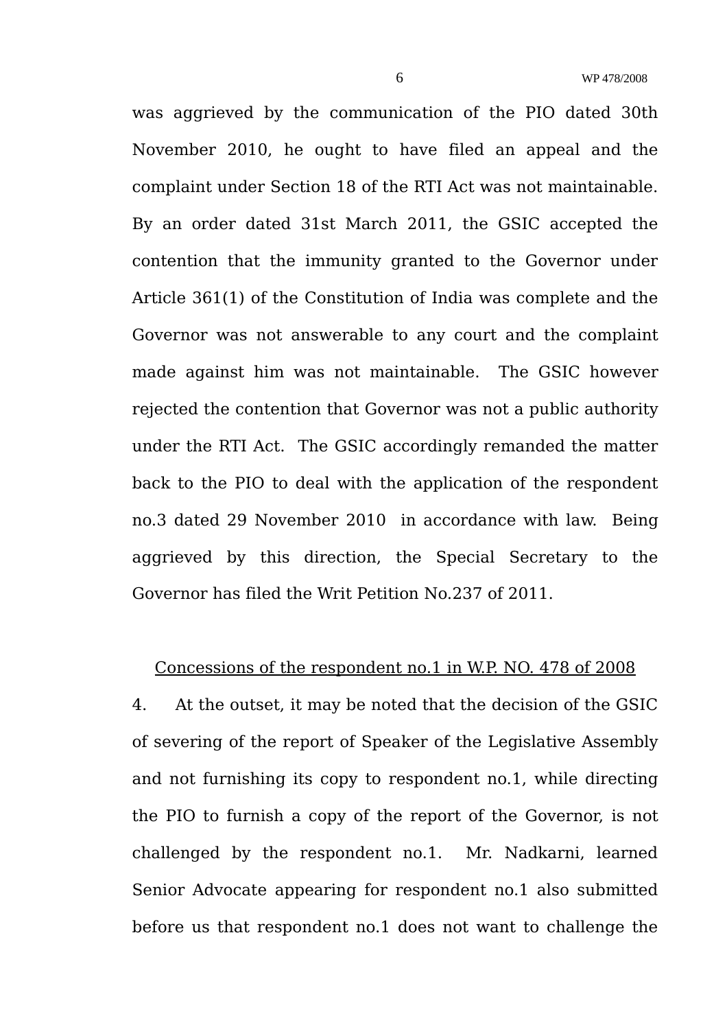was aggrieved by the communication of the PIO dated 30th November 2010, he ought to have filed an appeal and the complaint under Section 18 of the RTI Act was not maintainable. By an order dated 31st March 2011, the GSIC accepted the contention that the immunity granted to the Governor under Article 361(1) of the Constitution of India was complete and the Governor was not answerable to any court and the complaint made against him was not maintainable. The GSIC however rejected the contention that Governor was not a public authority under the RTI Act. The GSIC accordingly remanded the matter back to the PIO to deal with the application of the respondent no.3 dated 29 November 2010 in accordance with law. Being aggrieved by this direction, the Special Secretary to the Governor has filed the Writ Petition No.237 of 2011.

<u>Concessions of the respondent no.1 in W.P. NO. 478 of 2008</u>

4. At the outset, it may be noted that the decision of the GSIC of severing of the report of Speaker of the Legislative Assembly and not furnishing its copy to respondent no.1, while directing the PIO to furnish a copy of the report of the Governor, is not challenged by the respondent no.1. Mr. Nadkarni, learned Senior Advocate appearing for respondent no.1 also submitted before us that respondent no.1 does not want to challenge the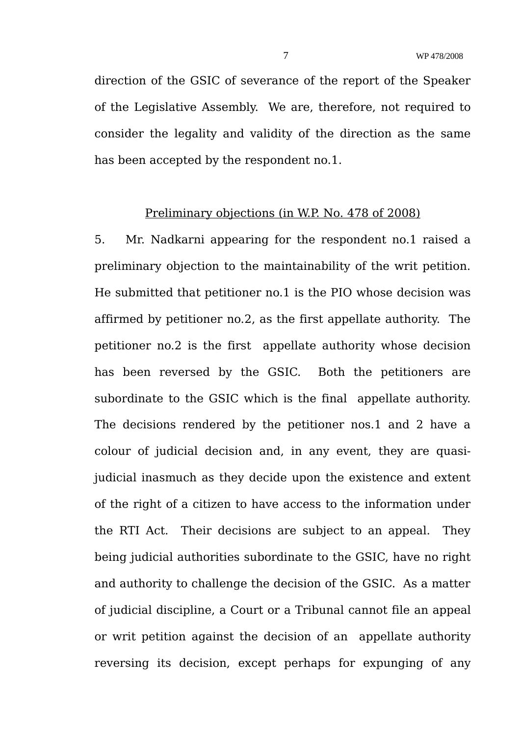direction of the GSIC of severance of the report of the Speaker of the Legislative Assembly. We are, therefore, not required to consider the legality and validity of the direction as the same has been accepted by the respondent no.1.

<u>Preliminary objections (in W.P. No. 478 of 2008)</u>

5. Mr. Nadkarni appearing for the respondent no.1 raised a preliminary objection to the maintainability of the writ petition. He submitted that petitioner no.1 is the PIO whose decision was affirmed by petitioner no.2, as the first appellate authority. The petitioner no.2 is the first appellate authority whose decision has been reversed by the GSIC. Both the petitioners are subordinate to the GSIC which is the final appellate authority. The decisions rendered by the petitioner nos.1 and 2 have a colour of judicial decision and, in any event, they are quasi-judicial inasmuch as they decide upon the existence and extent of the right of a citizen to have access to the information under the RTI Act. Their decisions are subject to an appeal. They being judicial authorities subordinate to the GSIC, have no right and authority to challenge the decision of the GSIC. As a matter of judicial discipline, a Court or a Tribunal cannot file an appeal or writ petition against the decision of an appellate authority reversing its decision, except perhaps for expunging of any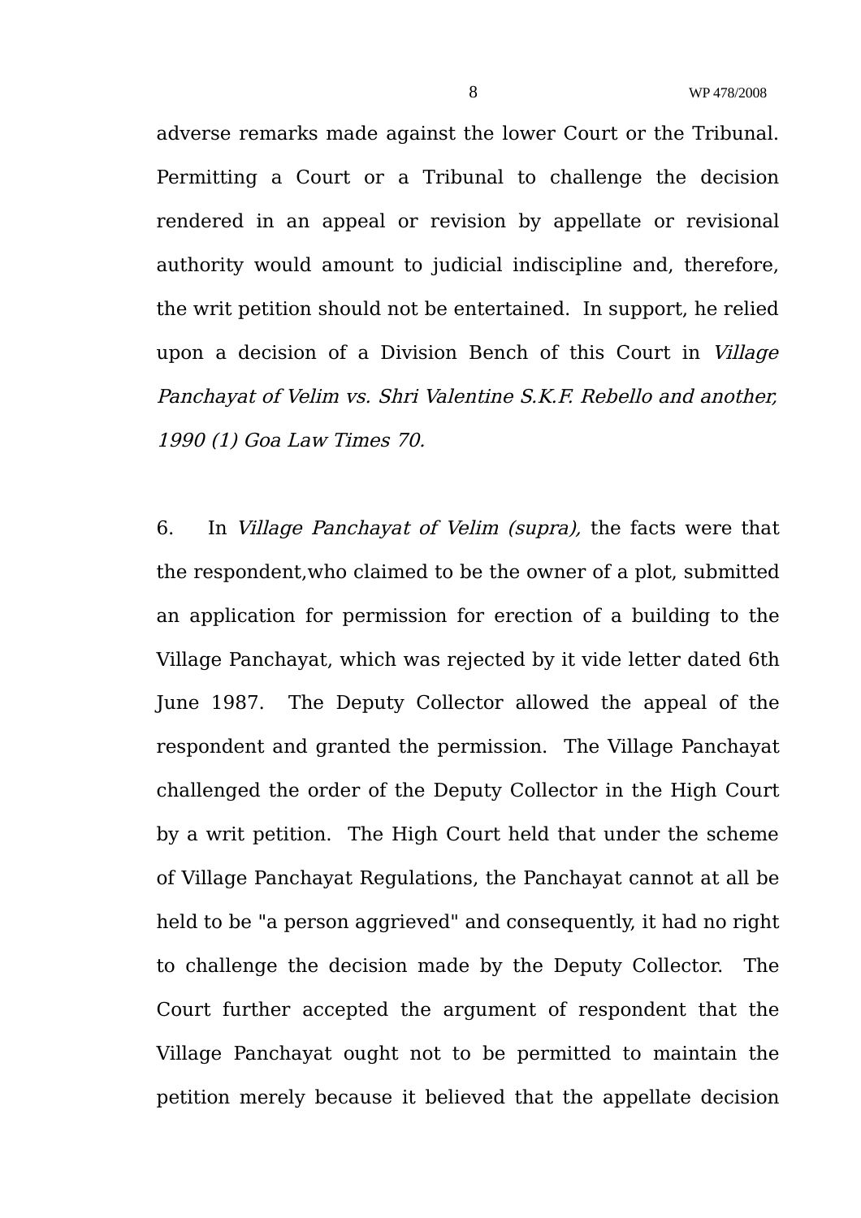adverse remarks made against the lower Court or the Tribunal. Permitting a Court or a Tribunal to challenge the decision rendered in an appeal or revision by appellate or revisional authority would amount to judicial indiscipline and, therefore, the writ petition should not be entertained. In support, he relied upon a decision of a Division Bench of this Court in *Village Panchayat of Velim vs. Shri Valentine S.K.F. Rebello and another, 1990 (1) Goa Law Times 70.*

6. In *Village Panchayat of Velim (supra),* the facts were that the respondent,who claimed to be the owner of a plot, submitted an application for permission for erection of a building to the Village Panchayat, which was rejected by it vide letter dated 6th June 1987. The Deputy Collector allowed the appeal of the respondent and granted the permission. The Village Panchayat challenged the order of the Deputy Collector in the High Court by a writ petition. The High Court held that under the scheme of Village Panchayat Regulations, the Panchayat cannot at all be held to be "a person aggrieved" and consequently, it had no right to challenge the decision made by the Deputy Collector. The Court further accepted the argument of respondent that the Village Panchayat ought not to be permitted to maintain the petition merely because it believed that the appellate decision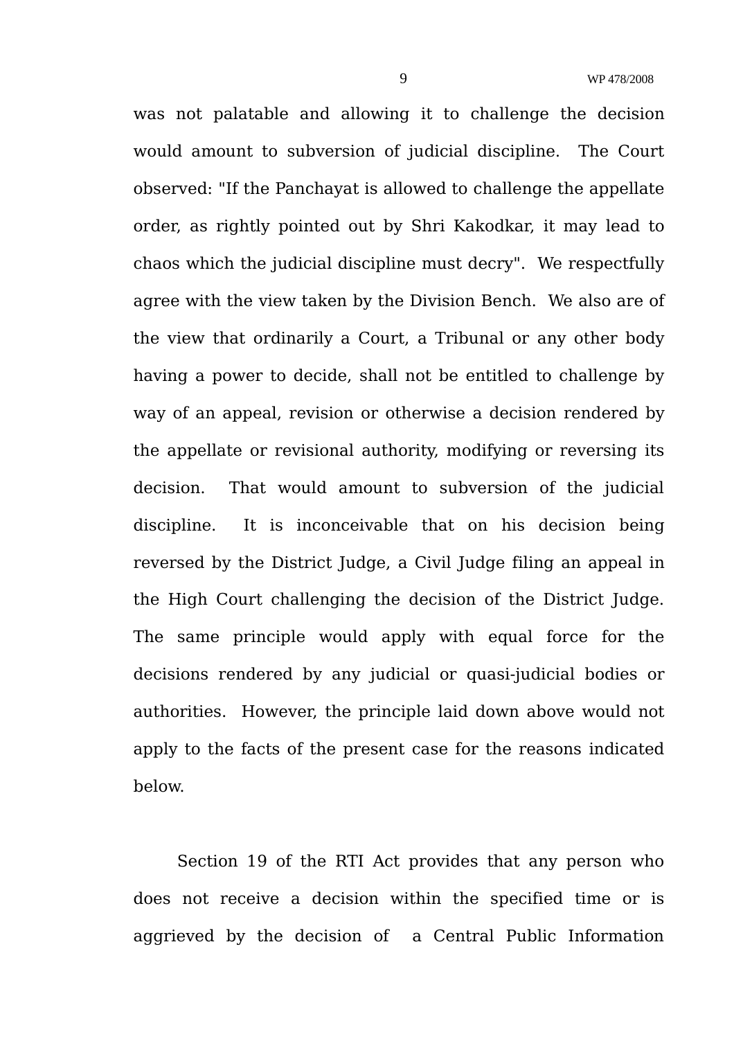was not palatable and allowing it to challenge the decision would amount to subversion of judicial discipline. The Court observed: "If the Panchayat is allowed to challenge the appellate order, as rightly pointed out by Shri Kakodkar, it may lead to chaos which the judicial discipline must decry". We respectfully agree with the view taken by the Division Bench. We also are of the view that ordinarily a Court, a Tribunal or any other body having a power to decide, shall not be entitled to challenge by way of an appeal, revision or otherwise a decision rendered by the appellate or revisional authority, modifying or reversing its decision. That would amount to subversion of the judicial discipline. It is inconceivable that on his decision being reversed by the District Judge, a Civil Judge filing an appeal in the High Court challenging the decision of the District Judge. The same principle would apply with equal force for the decisions rendered by any judicial or quasi-judicial bodies or authorities. However, the principle laid down above would not apply to the facts of the present case for the reasons indicated below.

Section 19 of the RTI Act provides that any person who does not receive a decision within the specified time or is aggrieved by the decision of a Central Public Information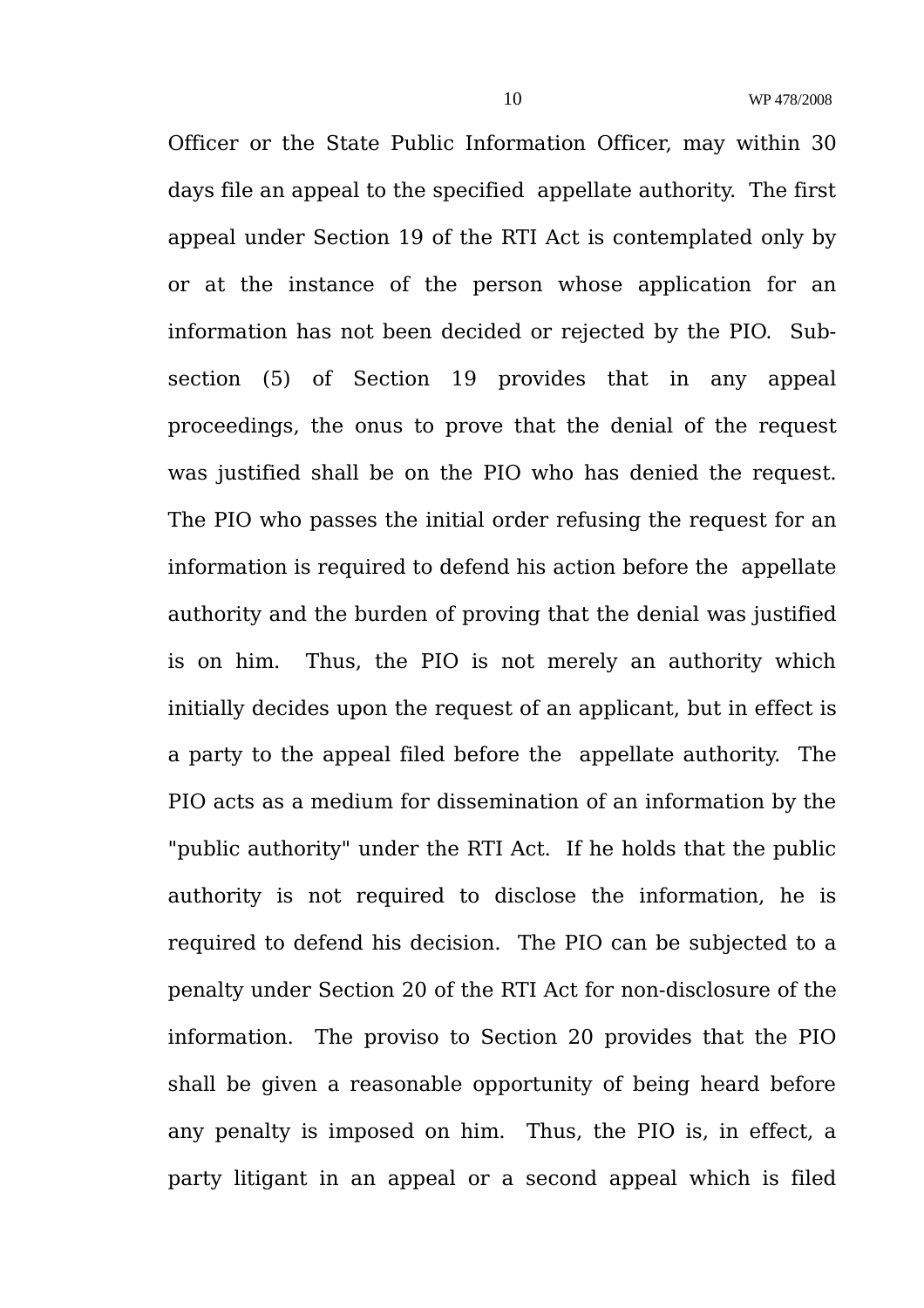Officer or the State Public Information Officer, may within 30 days file an appeal to the specified appellate authority. The first appeal under Section 19 of the RTI Act is contemplated only by or at the instance of the person whose application for an information has not been decided or rejected by the PIO. Sub-section (5) of Section 19 provides that in any appeal proceedings, the onus to prove that the denial of the request was justified shall be on the PIO who has denied the request. The PIO who passes the initial order refusing the request for an information is required to defend his action before the appellate authority and the burden of proving that the denial was justified is on him. Thus, the PIO is not merely an authority which initially decides upon the request of an applicant, but in effect is a party to the appeal filed before the appellate authority. The PIO acts as a medium for dissemination of an information by the "public authority" under the RTI Act. If he holds that the public authority is not required to disclose the information, he is required to defend his decision. The PIO can be subjected to a penalty under Section 20 of the RTI Act for non-disclosure of the information. The proviso to Section 20 provides that the PIO shall be given a reasonable opportunity of being heard before any penalty is imposed on him. Thus, the PIO is, in effect, a party litigant in an appeal or a second appeal which is filed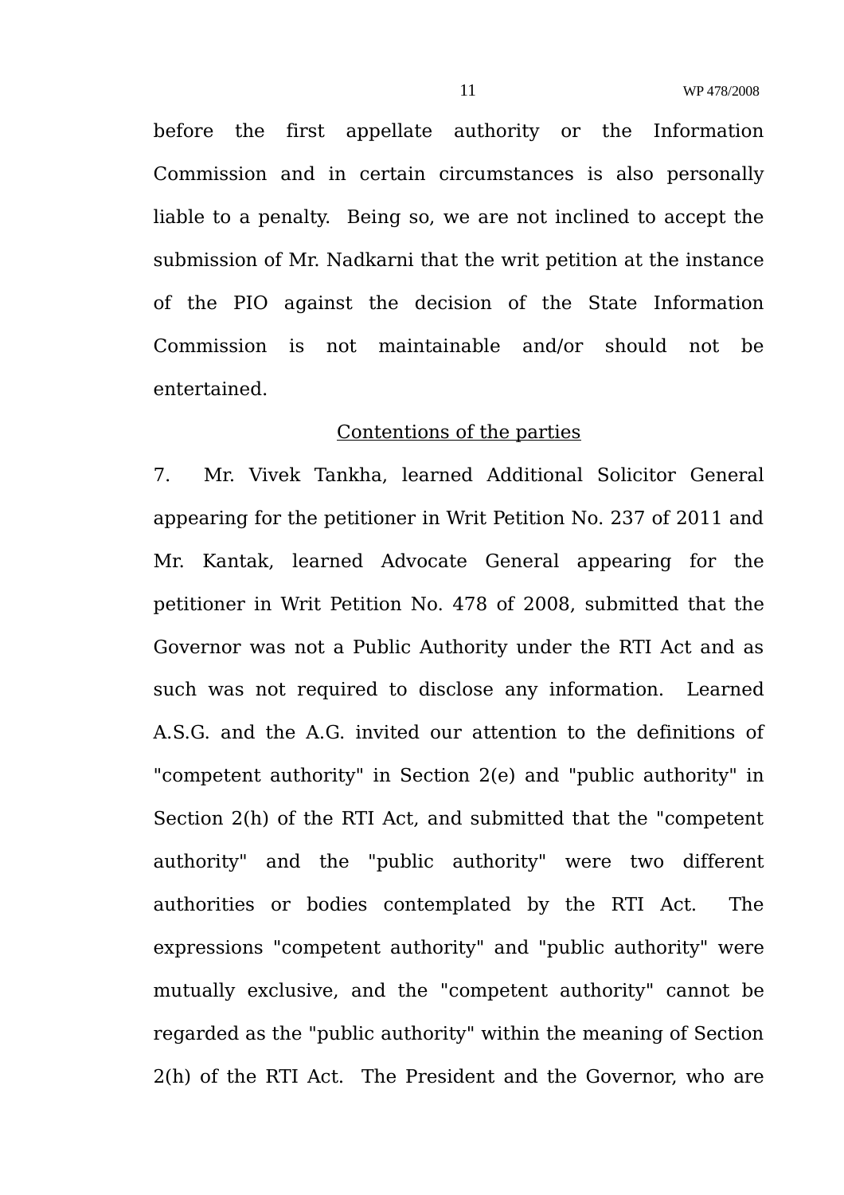before the first appellate authority or the Information Commission and in certain circumstances is also personally liable to a penalty. Being so, we are not inclined to accept the submission of Mr. Nadkarni that the writ petition at the instance of the PIO against the decision of the State Information Commission is not maintainable and/or should not be entertained.

<u>Contentions of the parties</u>

7. Mr. Vivek Tankha, learned Additional Solicitor General appearing for the petitioner in Writ Petition No. 237 of 2011 and Mr. Kantak, learned Advocate General appearing for the petitioner in Writ Petition No. 478 of 2008, submitted that the Governor was not a Public Authority under the RTI Act and as such was not required to disclose any information. Learned A.S.G. and the A.G. invited our attention to the definitions of "competent authority" in Section 2(e) and "public authority" in Section 2(h) of the RTI Act, and submitted that the "competent authority" and the "public authority" were two different authorities or bodies contemplated by the RTI Act. The expressions "competent authority" and "public authority" were mutually exclusive, and the "competent authority" cannot be regarded as the "public authority" within the meaning of Section 2(h) of the RTI Act. The President and the Governor, who are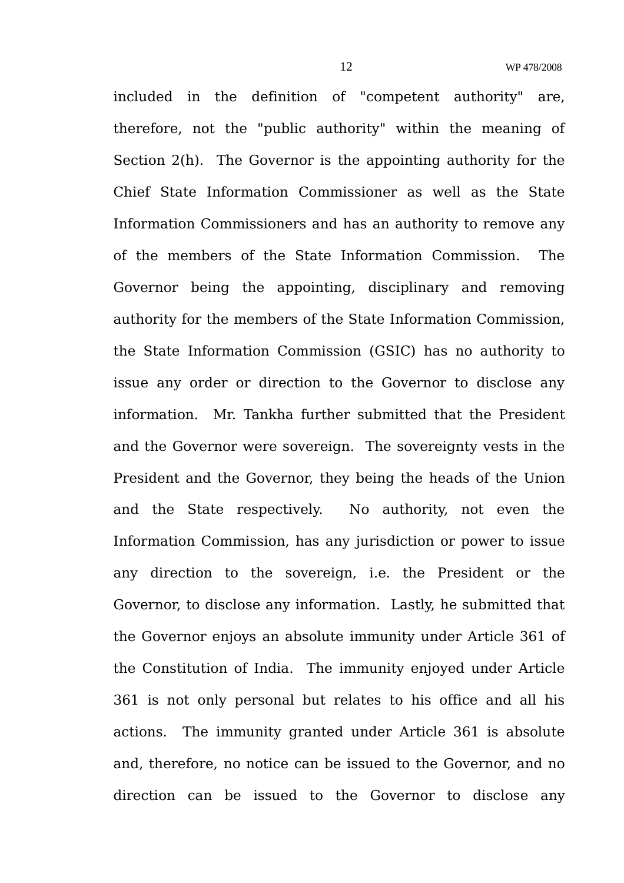included in the definition of "competent authority" are, therefore, not the "public authority" within the meaning of Section 2(h). The Governor is the appointing authority for the Chief State Information Commissioner as well as the State Information Commissioners and has an authority to remove any of the members of the State Information Commission. The Governor being the appointing, disciplinary and removing authority for the members of the State Information Commission, the State Information Commission (GSIC) has no authority to issue any order or direction to the Governor to disclose any information. Mr. Tankha further submitted that the President and the Governor were sovereign. The sovereignty vests in the President and the Governor, they being the heads of the Union and the State respectively. No authority, not even the Information Commission, has any jurisdiction or power to issue any direction to the sovereign, i.e. the President or the Governor, to disclose any information. Lastly, he submitted that the Governor enjoys an absolute immunity under Article 361 of the Constitution of India. The immunity enjoyed under Article 361 is not only personal but relates to his office and all his actions. The immunity granted under Article 361 is absolute and, therefore, no notice can be issued to the Governor, and no direction can be issued to the Governor to disclose any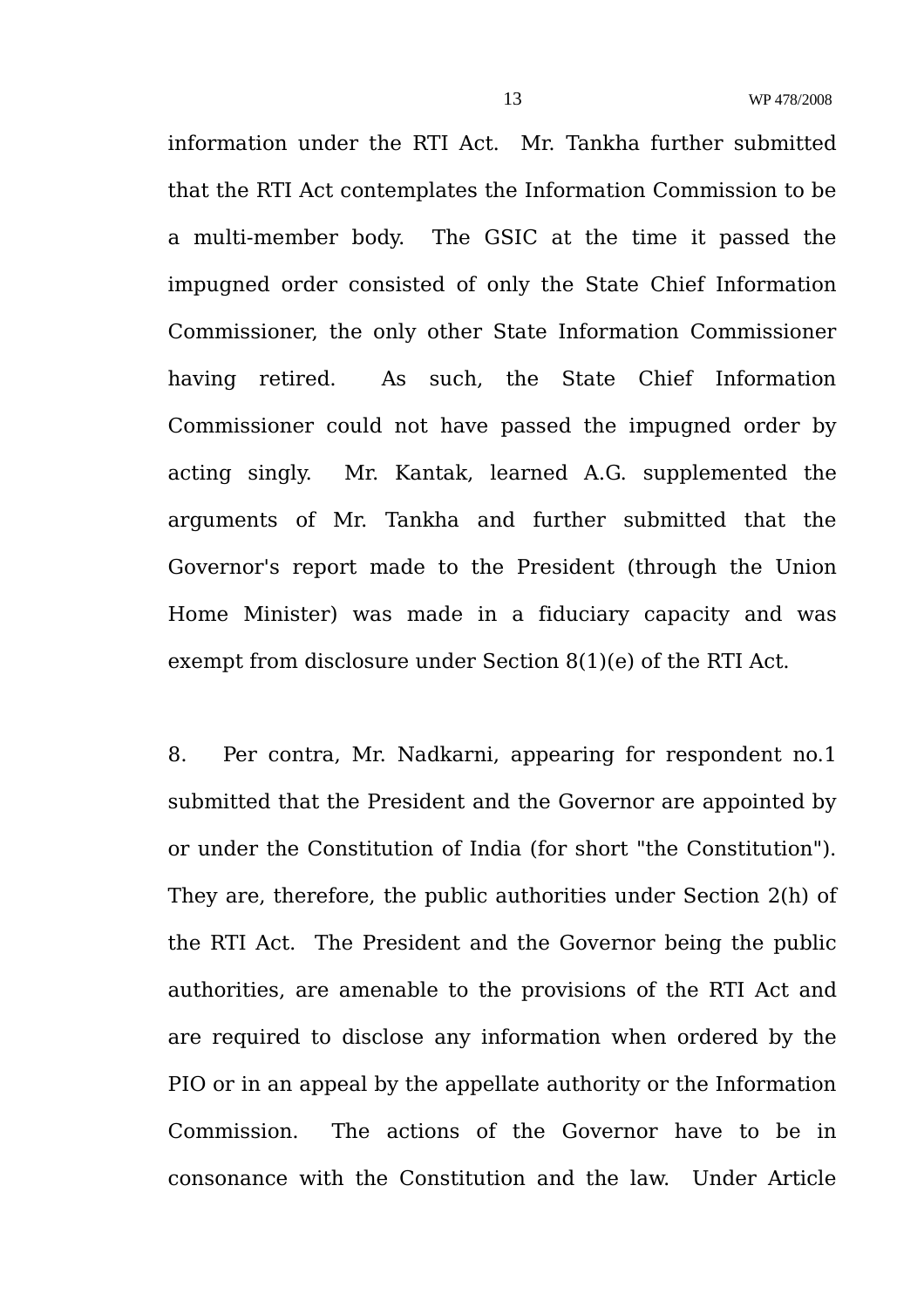information under the RTI Act. Mr. Tankha further submitted that the RTI Act contemplates the Information Commission to be a multi-member body. The GSIC at the time it passed the impugned order consisted of only the State Chief Information Commissioner, the only other State Information Commissioner having retired. As such, the State Chief Information Commissioner could not have passed the impugned order by acting singly. Mr. Kantak, learned A.G. supplemented the arguments of Mr. Tankha and further submitted that the Governor's report made to the President (through the Union Home Minister) was made in a fiduciary capacity and was exempt from disclosure under Section 8(1)(e) of the RTI Act.

8. Per contra, Mr. Nadkarni, appearing for respondent no.1 submitted that the President and the Governor are appointed by or under the Constitution of India (for short "the Constitution"). They are, therefore, the public authorities under Section 2(h) of the RTI Act. The President and the Governor being the public authorities, are amenable to the provisions of the RTI Act and are required to disclose any information when ordered by the PIO or in an appeal by the appellate authority or the Information Commission. The actions of the Governor have to be in consonance with the Constitution and the law. Under Article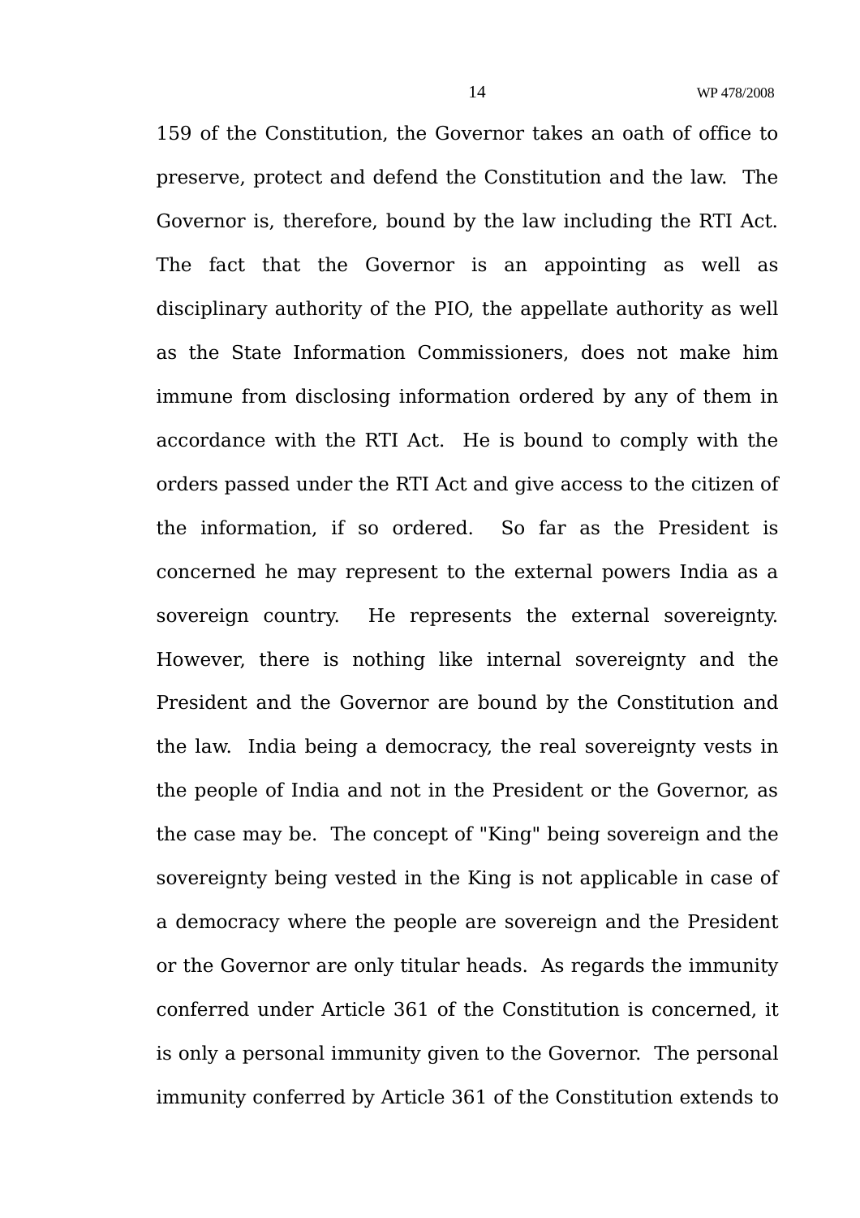159 of the Constitution, the Governor takes an oath of office to preserve, protect and defend the Constitution and the law. The Governor is, therefore, bound by the law including the RTI Act. The fact that the Governor is an appointing as well as disciplinary authority of the PIO, the appellate authority as well as the State Information Commissioners, does not make him immune from disclosing information ordered by any of them in accordance with the RTI Act. He is bound to comply with the orders passed under the RTI Act and give access to the citizen of the information, if so ordered. So far as the President is concerned he may represent to the external powers India as a sovereign country. He represents the external sovereignty. However, there is nothing like internal sovereignty and the President and the Governor are bound by the Constitution and the law. India being a democracy, the real sovereignty vests in the people of India and not in the President or the Governor, as the case may be. The concept of "King" being sovereign and the sovereignty being vested in the King is not applicable in case of a democracy where the people are sovereign and the President or the Governor are only titular heads. As regards the immunity conferred under Article 361 of the Constitution is concerned, it is only a personal immunity given to the Governor. The personal immunity conferred by Article 361 of the Constitution extends to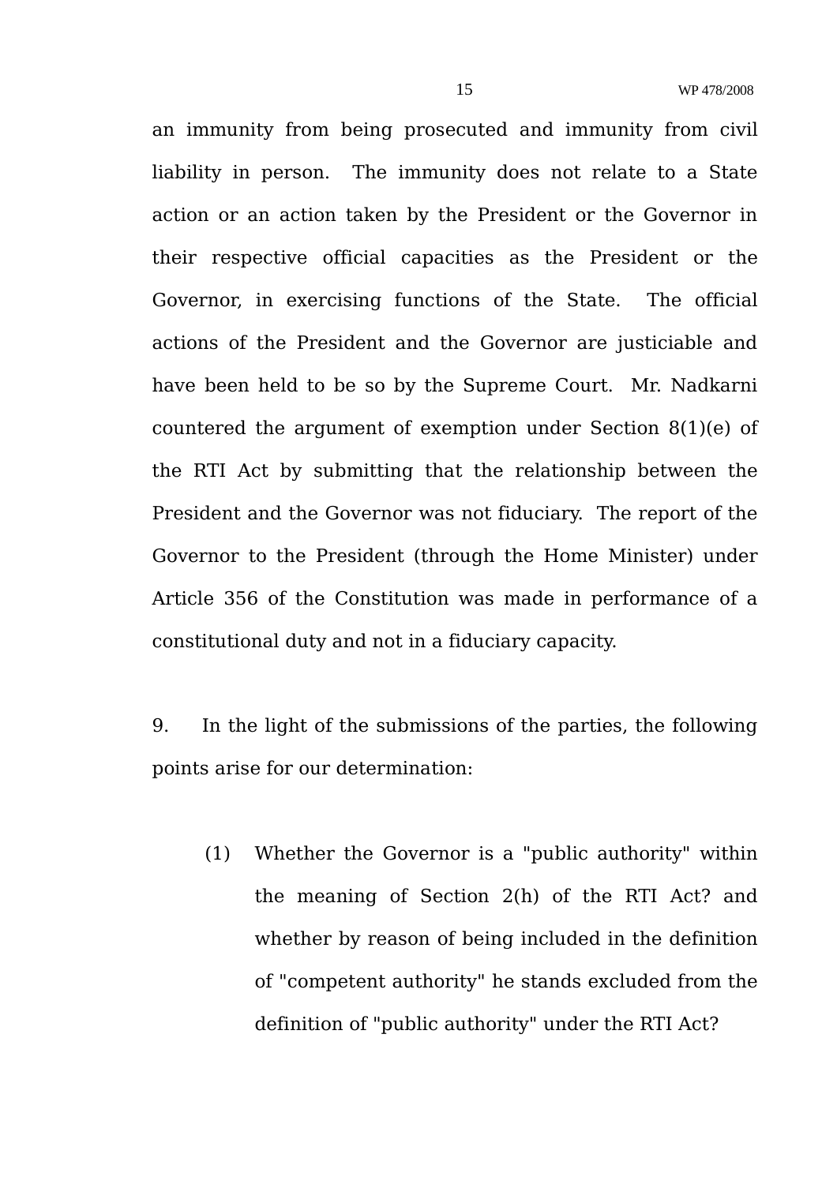an immunity from being prosecuted and immunity from civil liability in person. The immunity does not relate to a State action or an action taken by the President or the Governor in their respective official capacities as the President or the Governor, in exercising functions of the State. The official actions of the President and the Governor are justiciable and have been held to be so by the Supreme Court. Mr. Nadkarni countered the argument of exemption under Section 8(1)(e) of the RTI Act by submitting that the relationship between the President and the Governor was not fiduciary. The report of the Governor to the President (through the Home Minister) under Article 356 of the Constitution was made in performance of a constitutional duty and not in a fiduciary capacity.

9. In the light of the submissions of the parties, the following points arise for our determination:

(1) Whether the Governor is a "public authority" within the meaning of Section 2(h) of the RTI Act? and whether by reason of being included in the definition of "competent authority" he stands excluded from the definition of "public authority" under the RTI Act?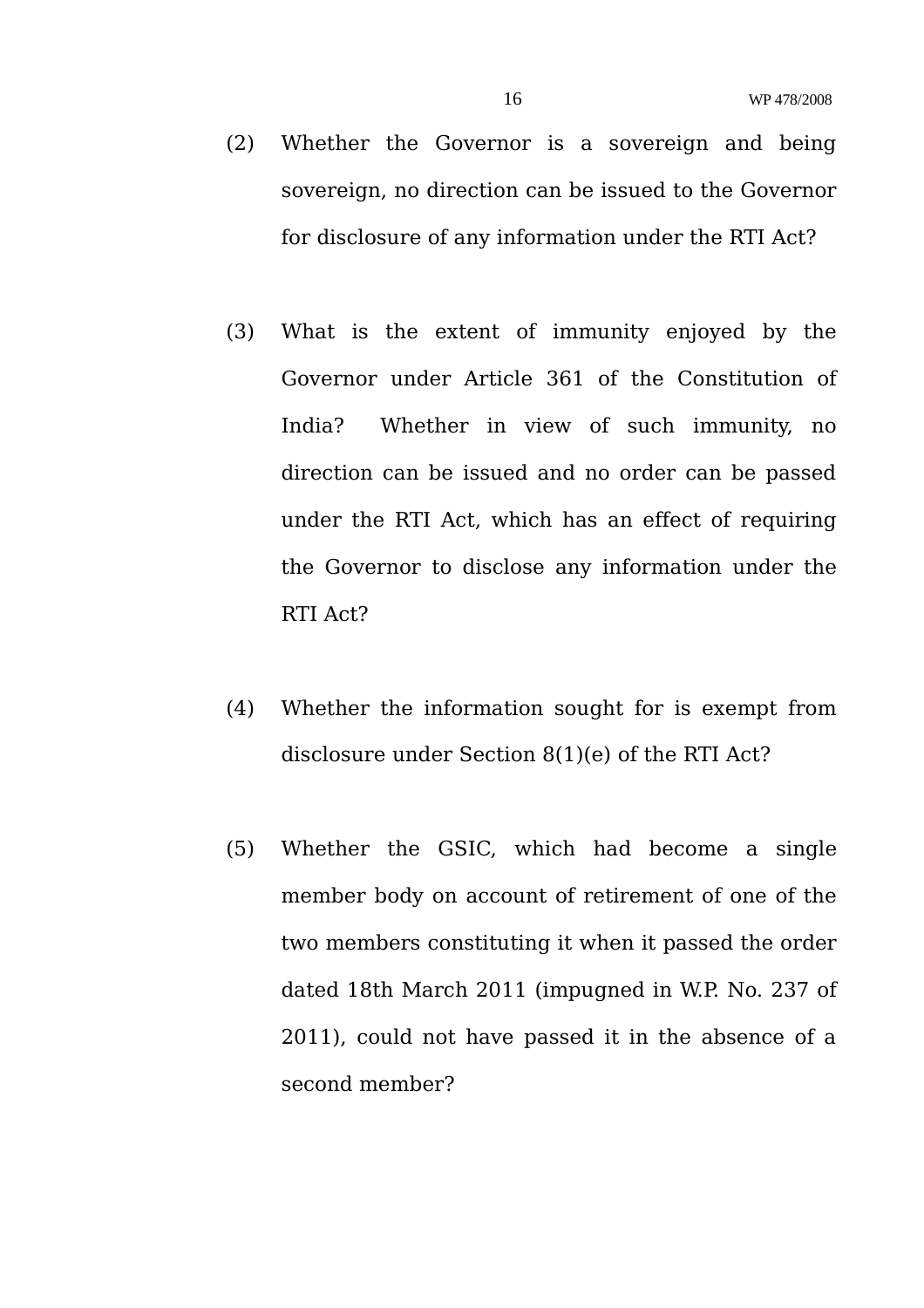(2) Whether the Governor is a sovereign and being sovereign, no direction can be issued to the Governor for disclosure of any information under the RTI Act?

(3) What is the extent of immunity enjoyed by the Governor under Article 361 of the Constitution of India? Whether in view of such immunity, no direction can be issued and no order can be passed under the RTI Act, which has an effect of requiring the Governor to disclose any information under the RTI Act?

(4) Whether the information sought for is exempt from disclosure under Section 8(1)(e) of the RTI Act?

(5) Whether the GSIC, which had become a single member body on account of retirement of one of the two members constituting it when it passed the order dated 18th March 2011 (impugned in W.P. No. 237 of 2011), could not have passed it in the absence of a second member?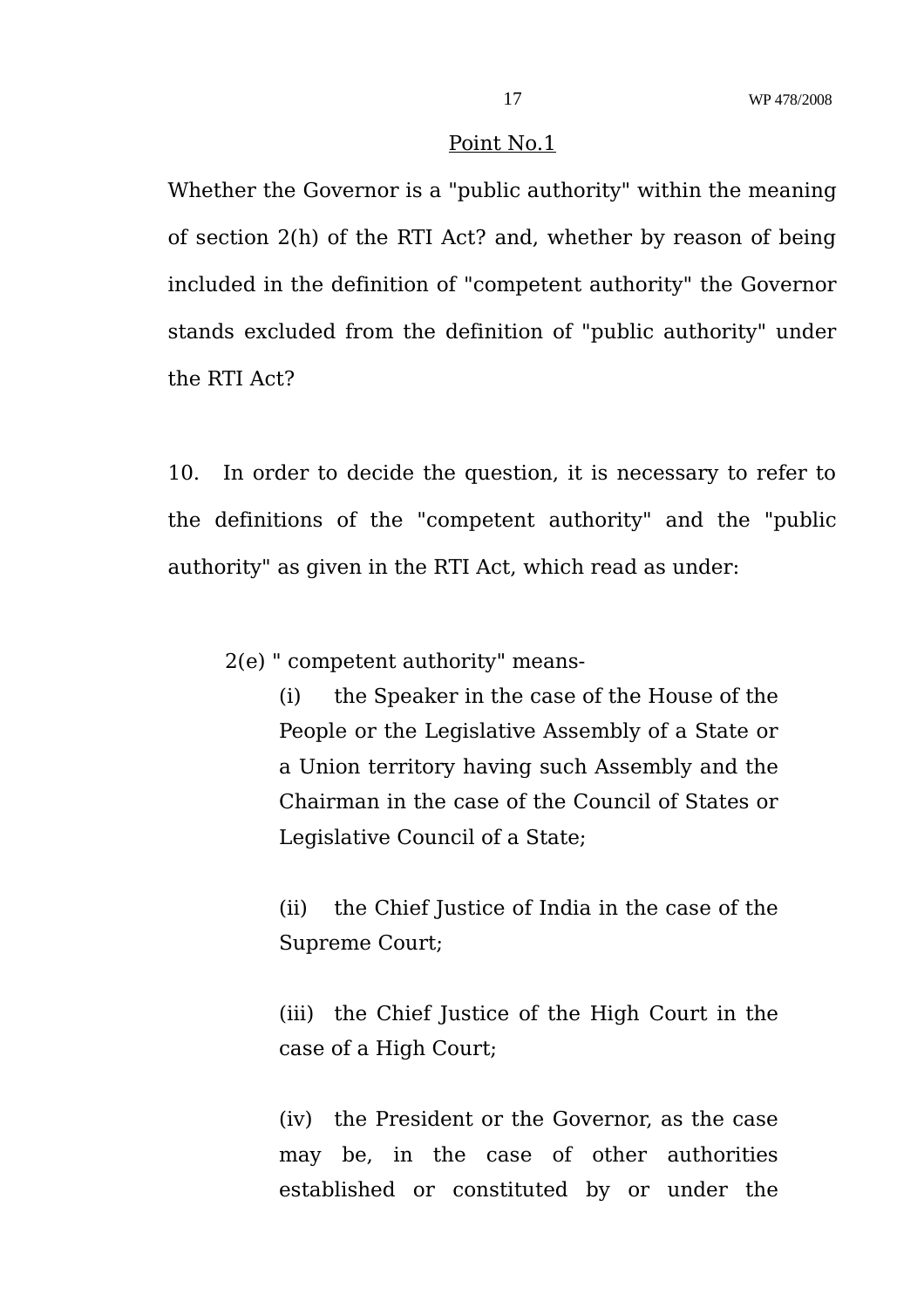Point No.1

Whether the Governor is a "public authority" within the meaning of section 2(h) of the RTI Act? and, whether by reason of being included in the definition of "competent authority" the Governor stands excluded from the definition of "public authority" under the RTI Act?

10. In order to decide the question, it is necessary to refer to the definitions of the "competent authority" and the "public authority" as given in the RTI Act, which read as under:

> 2(e) " competent authority" means-
>
> (i) the Speaker in the case of the House of the People or the Legislative Assembly of a State or a Union territory having such Assembly and the Chairman in the case of the Council of States or Legislative Council of a State;
>
> (ii) the Chief Justice of India in the case of the Supreme Court;
>
> (iii) the Chief Justice of the High Court in the case of a High Court;
>
> (iv) the President or the Governor, as the case may be, in the case of other authorities established or constituted by or under the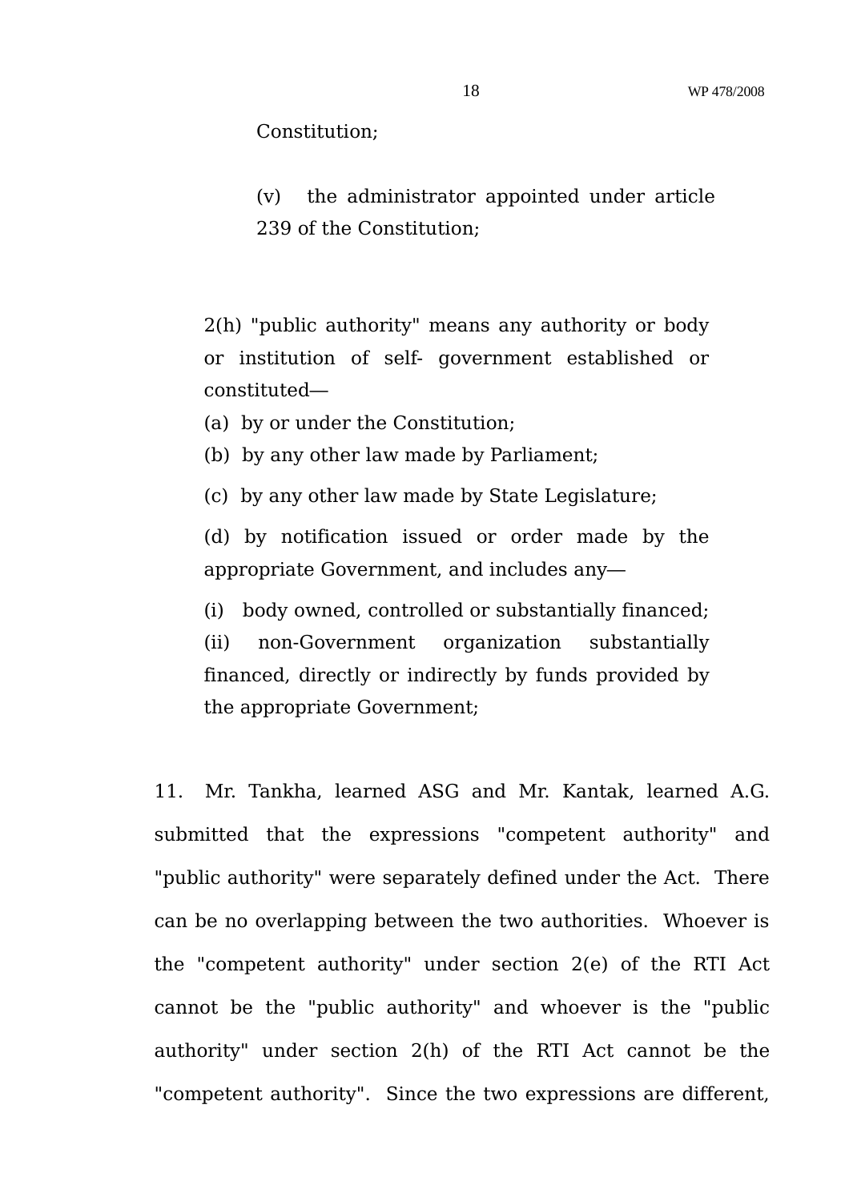Constitution;

(v) the administrator appointed under article 239 of the Constitution;

2(h) "public authority" means any authority or body or institution of self- government established or constituted—

(a) by or under the Constitution;

(b) by any other law made by Parliament;

(c) by any other law made by State Legislature;

(d) by notification issued or order made by the appropriate Government, and includes any—

(i) body owned, controlled or substantially financed;

(ii) non-Government organization substantially financed, directly or indirectly by funds provided by the appropriate Government;

11. Mr. Tankha, learned ASG and Mr. Kantak, learned A.G. submitted that the expressions "competent authority" and "public authority" were separately defined under the Act. There can be no overlapping between the two authorities. Whoever is the "competent authority" under section 2(e) of the RTI Act cannot be the "public authority" and whoever is the "public authority" under section 2(h) of the RTI Act cannot be the "competent authority". Since the two expressions are different,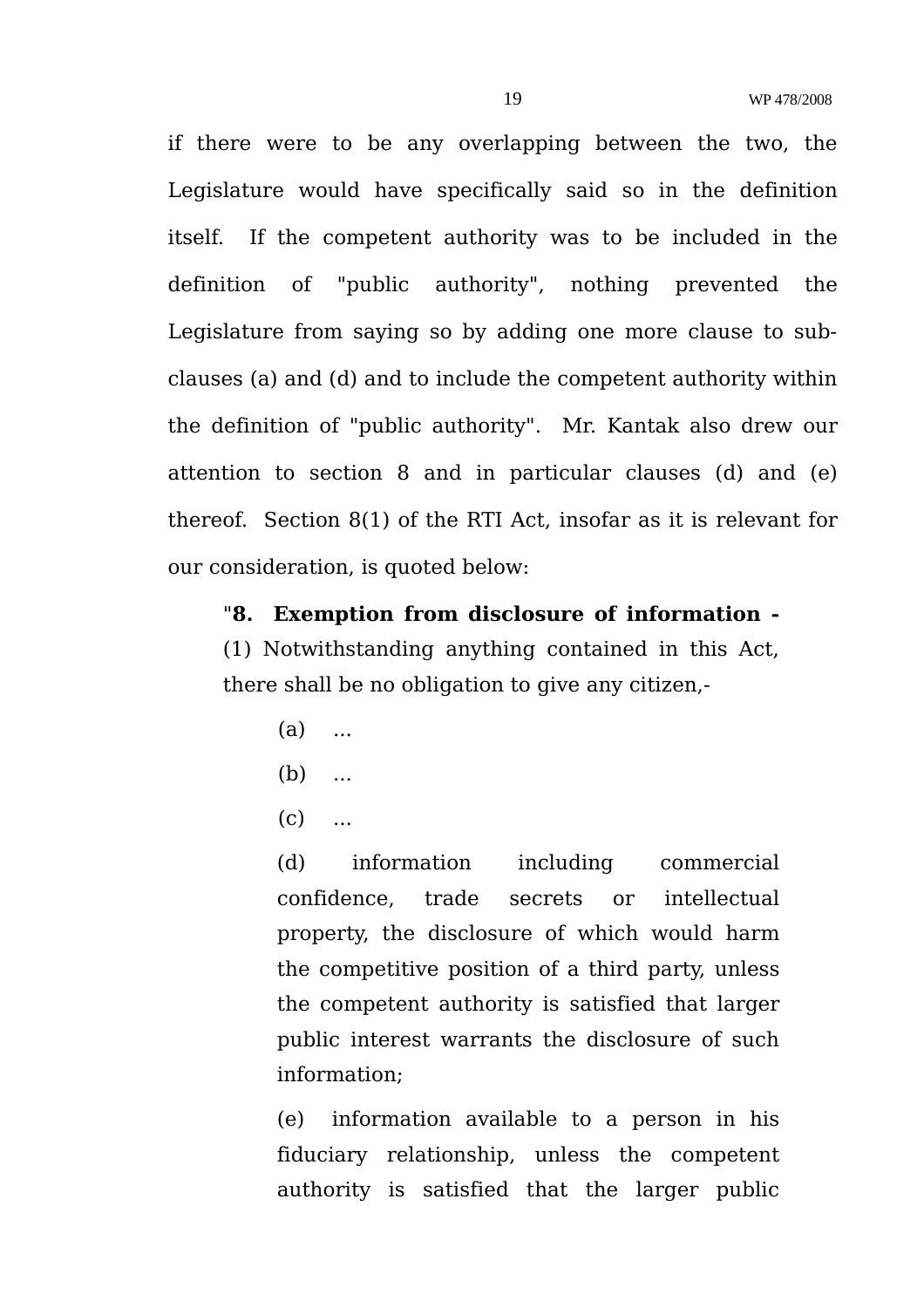if there were to be any overlapping between the two, the Legislature would have specifically said so in the definition itself. If the competent authority was to be included in the definition of "public authority", nothing prevented the Legislature from saying so by adding one more clause to sub-clauses (a) and (d) and to include the competent authority within the definition of "public authority". Mr. Kantak also drew our attention to section 8 and in particular clauses (d) and (e) thereof. Section 8(1) of the RTI Act, insofar as it is relevant for our consideration, is quoted below:

> "**8. Exemption from disclosure of information -**
> (1) Notwithstanding anything contained in this Act, there shall be no obligation to give any citizen,-
>
> (a) ...
>
> (b) ...
>
> (c) ...
>
> (d) information including commercial confidence, trade secrets or intellectual property, the disclosure of which would harm the competitive position of a third party, unless the competent authority is satisfied that larger public interest warrants the disclosure of such information;
>
> (e) information available to a person in his fiduciary relationship, unless the competent authority is satisfied that the larger public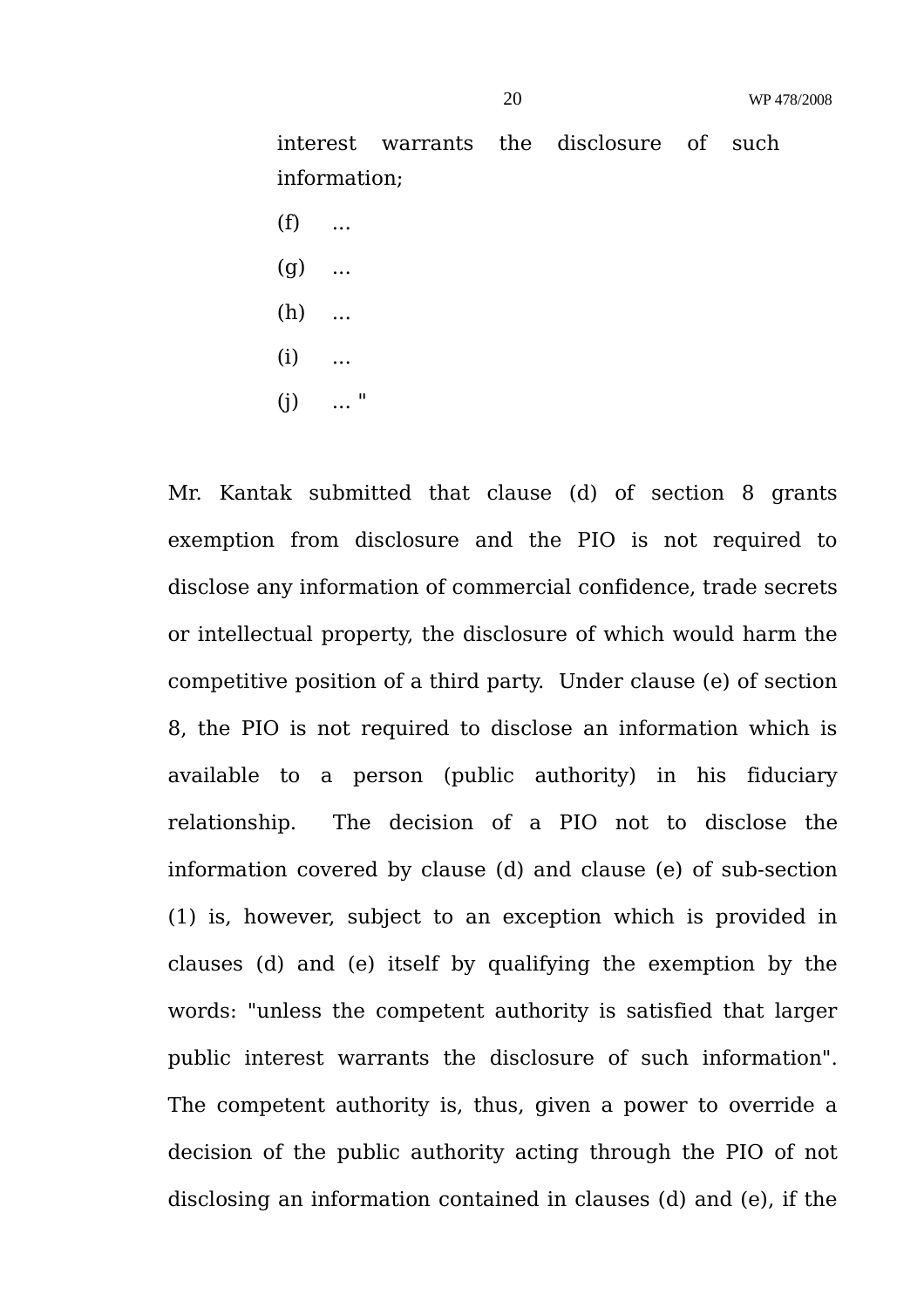> interest warrants the disclosure of such information;
>
> (f) ...
>
> (g) ...
>
> (h) ...
>
> (i) ...
>
> (j) ... "

Mr. Kantak submitted that clause (d) of section 8 grants exemption from disclosure and the PIO is not required to disclose any information of commercial confidence, trade secrets or intellectual property, the disclosure of which would harm the competitive position of a third party. Under clause (e) of section 8, the PIO is not required to disclose an information which is available to a person (public authority) in his fiduciary relationship. The decision of a PIO not to disclose the information covered by clause (d) and clause (e) of sub-section (1) is, however, subject to an exception which is provided in clauses (d) and (e) itself by qualifying the exemption by the words: "unless the competent authority is satisfied that larger public interest warrants the disclosure of such information". The competent authority is, thus, given a power to override a decision of the public authority acting through the PIO of not disclosing an information contained in clauses (d) and (e), if the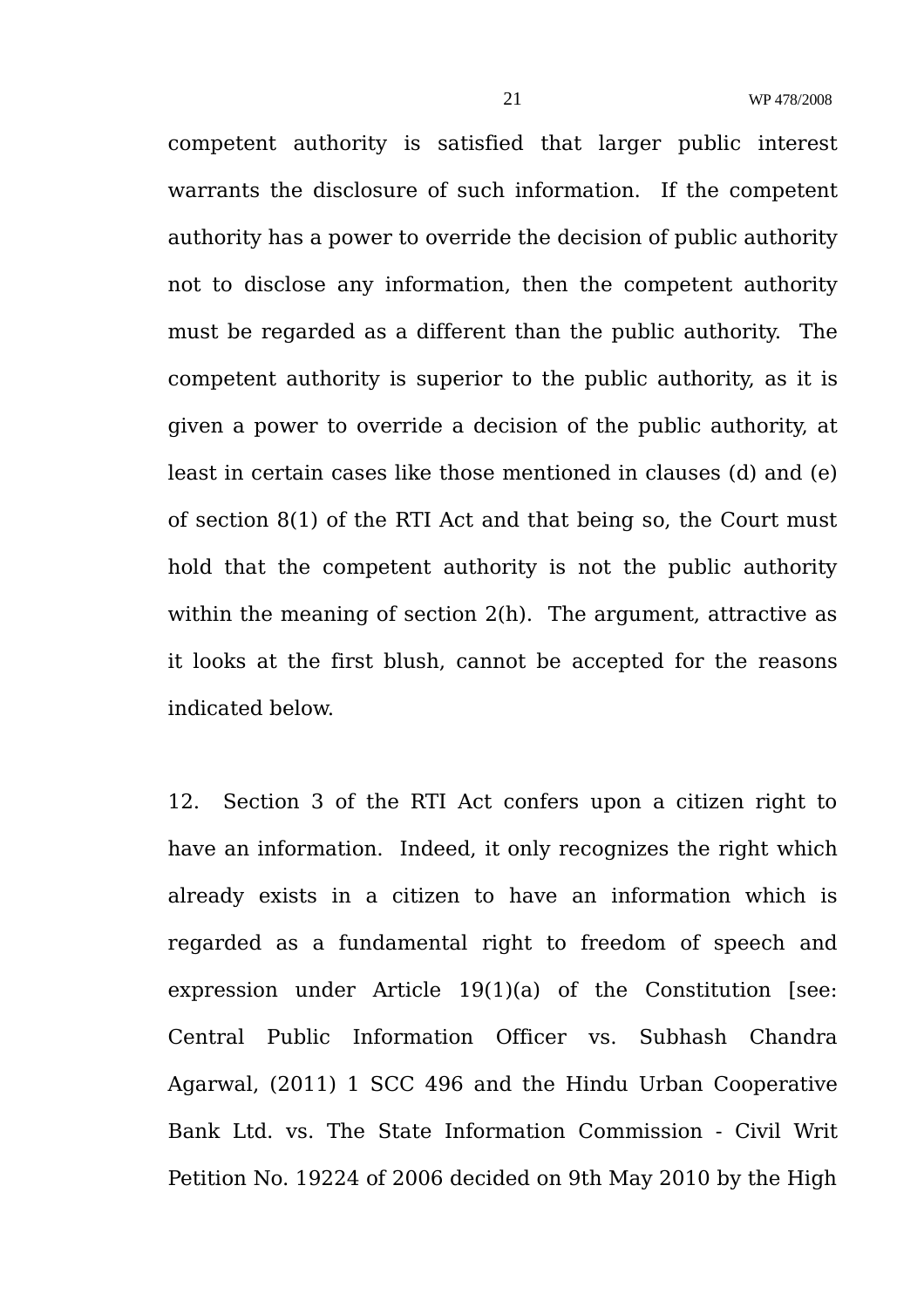competent authority is satisfied that larger public interest warrants the disclosure of such information. If the competent authority has a power to override the decision of public authority not to disclose any information, then the competent authority must be regarded as a different than the public authority. The competent authority is superior to the public authority, as it is given a power to override a decision of the public authority, at least in certain cases like those mentioned in clauses (d) and (e) of section 8(1) of the RTI Act and that being so, the Court must hold that the competent authority is not the public authority within the meaning of section 2(h). The argument, attractive as it looks at the first blush, cannot be accepted for the reasons indicated below.

12. Section 3 of the RTI Act confers upon a citizen right to have an information. Indeed, it only recognizes the right which already exists in a citizen to have an information which is regarded as a fundamental right to freedom of speech and expression under Article 19(1)(a) of the Constitution [see: Central Public Information Officer vs. Subhash Chandra Agarwal, (2011) 1 SCC 496 and the Hindu Urban Cooperative Bank Ltd. vs. The State Information Commission - Civil Writ Petition No. 19224 of 2006 decided on 9th May 2010 by the High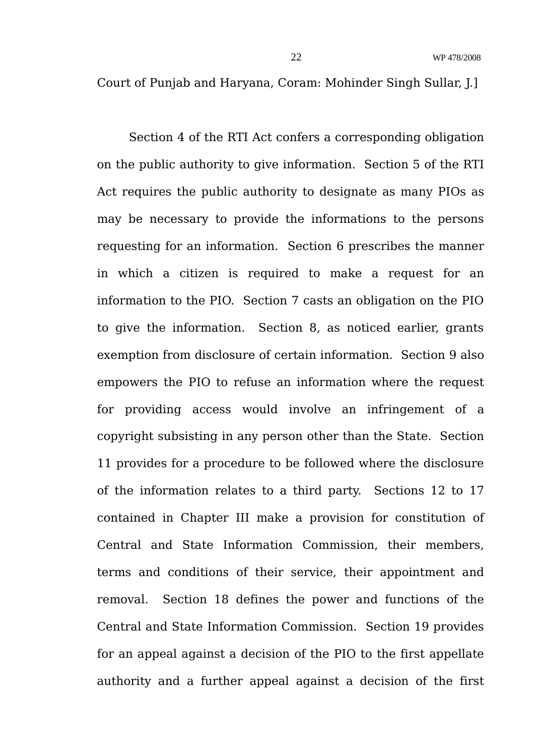Court of Punjab and Haryana, Coram: Mohinder Singh Sullar, J.]

Section 4 of the RTI Act confers a corresponding obligation on the public authority to give information. Section 5 of the RTI Act requires the public authority to designate as many PIOs as may be necessary to provide the informations to the persons requesting for an information. Section 6 prescribes the manner in which a citizen is required to make a request for an information to the PIO. Section 7 casts an obligation on the PIO to give the information. Section 8, as noticed earlier, grants exemption from disclosure of certain information. Section 9 also empowers the PIO to refuse an information where the request for providing access would involve an infringement of a copyright subsisting in any person other than the State. Section 11 provides for a procedure to be followed where the disclosure of the information relates to a third party. Sections 12 to 17 contained in Chapter III make a provision for constitution of Central and State Information Commission, their members, terms and conditions of their service, their appointment and removal. Section 18 defines the power and functions of the Central and State Information Commission. Section 19 provides for an appeal against a decision of the PIO to the first appellate authority and a further appeal against a decision of the first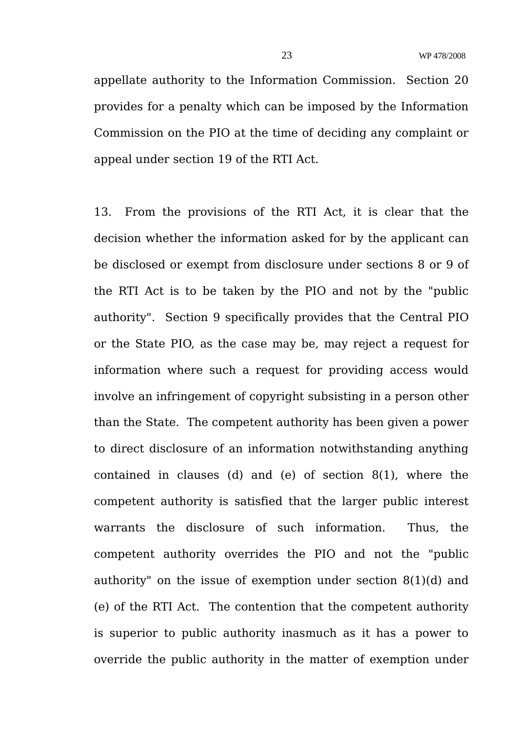appellate authority to the Information Commission. Section 20 provides for a penalty which can be imposed by the Information Commission on the PIO at the time of deciding any complaint or appeal under section 19 of the RTI Act.

13. From the provisions of the RTI Act, it is clear that the decision whether the information asked for by the applicant can be disclosed or exempt from disclosure under sections 8 or 9 of the RTI Act is to be taken by the PIO and not by the "public authority". Section 9 specifically provides that the Central PIO or the State PIO, as the case may be, may reject a request for information where such a request for providing access would involve an infringement of copyright subsisting in a person other than the State. The competent authority has been given a power to direct disclosure of an information notwithstanding anything contained in clauses (d) and (e) of section 8(1), where the competent authority is satisfied that the larger public interest warrants the disclosure of such information. Thus, the competent authority overrides the PIO and not the "public authority" on the issue of exemption under section 8(1)(d) and (e) of the RTI Act. The contention that the competent authority is superior to public authority inasmuch as it has a power to override the public authority in the matter of exemption under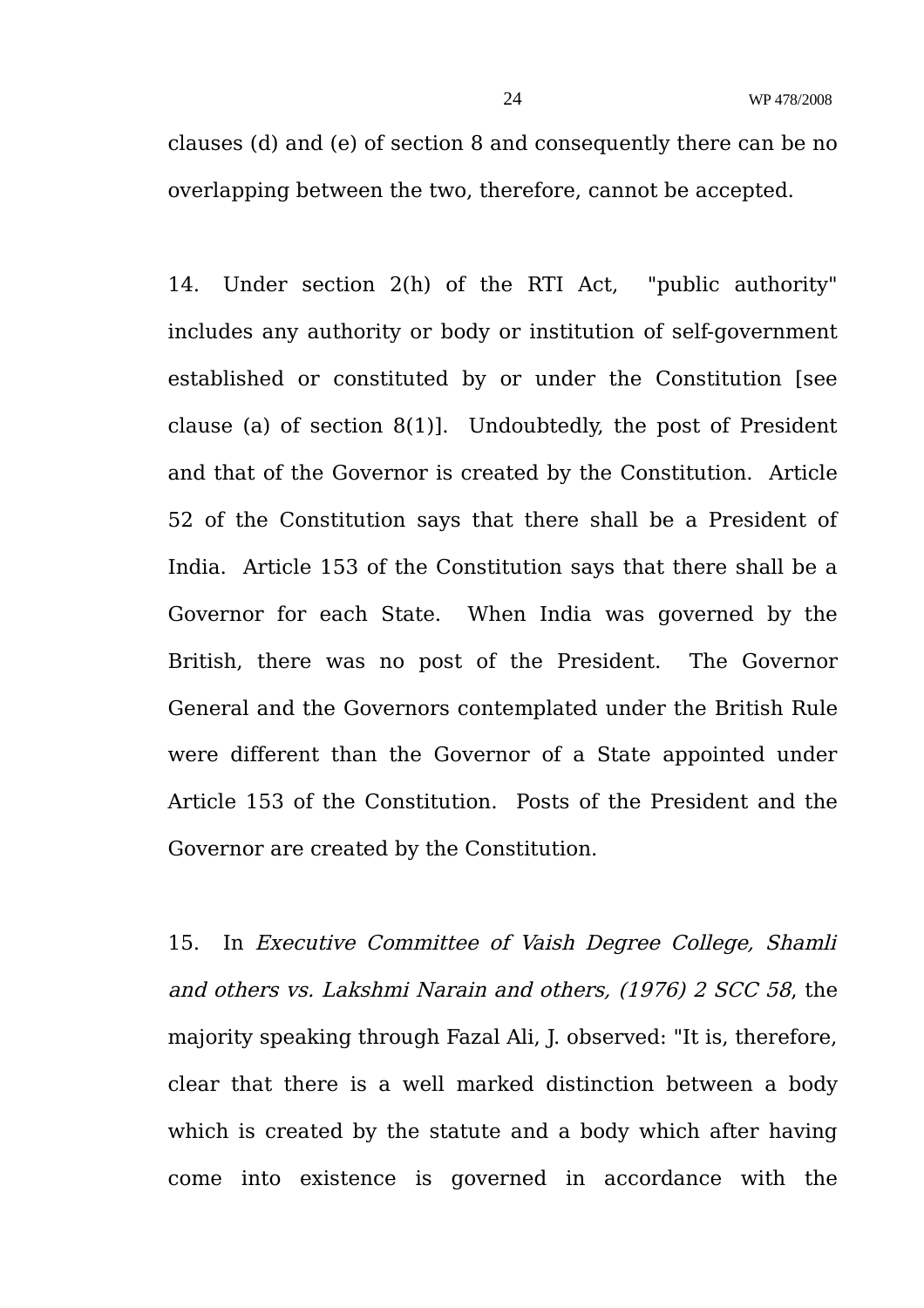clauses (d) and (e) of section 8 and consequently there can be no overlapping between the two, therefore, cannot be accepted.

14. Under section 2(h) of the RTI Act, "public authority" includes any authority or body or institution of self-government established or constituted by or under the Constitution [see clause (a) of section 8(1)]. Undoubtedly, the post of President and that of the Governor is created by the Constitution. Article 52 of the Constitution says that there shall be a President of India. Article 153 of the Constitution says that there shall be a Governor for each State. When India was governed by the British, there was no post of the President. The Governor General and the Governors contemplated under the British Rule were different than the Governor of a State appointed under Article 153 of the Constitution. Posts of the President and the Governor are created by the Constitution.

15. In *Executive Committee of Vaish Degree College, Shamli and others vs. Lakshmi Narain and others, (1976) 2 SCC 58*, the majority speaking through Fazal Ali, J. observed: "It is, therefore, clear that there is a well marked distinction between a body which is created by the statute and a body which after having come into existence is governed in accordance with the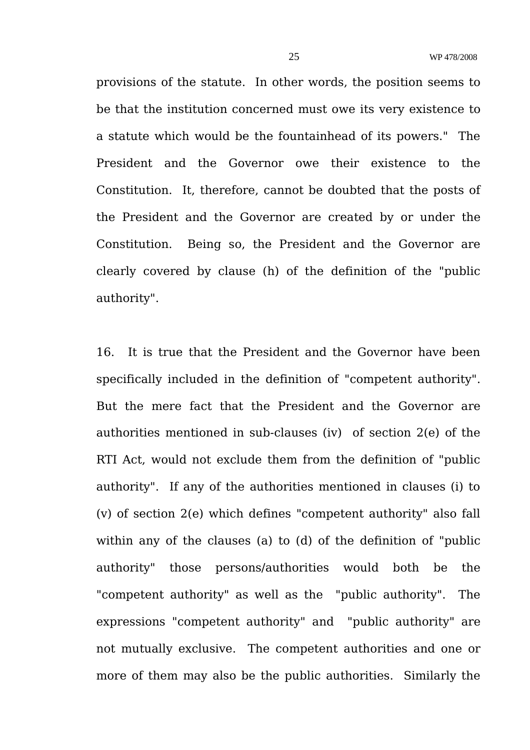provisions of the statute. In other words, the position seems to be that the institution concerned must owe its very existence to a statute which would be the fountainhead of its powers." The President and the Governor owe their existence to the Constitution. It, therefore, cannot be doubted that the posts of the President and the Governor are created by or under the Constitution. Being so, the President and the Governor are clearly covered by clause (h) of the definition of the "public authority".

16. It is true that the President and the Governor have been specifically included in the definition of "competent authority". But the mere fact that the President and the Governor are authorities mentioned in sub-clauses (iv) of section 2(e) of the RTI Act, would not exclude them from the definition of "public authority". If any of the authorities mentioned in clauses (i) to (v) of section 2(e) which defines "competent authority" also fall within any of the clauses (a) to (d) of the definition of "public authority" those persons/authorities would both be the "competent authority" as well as the "public authority". The expressions "competent authority" and "public authority" are not mutually exclusive. The competent authorities and one or more of them may also be the public authorities. Similarly the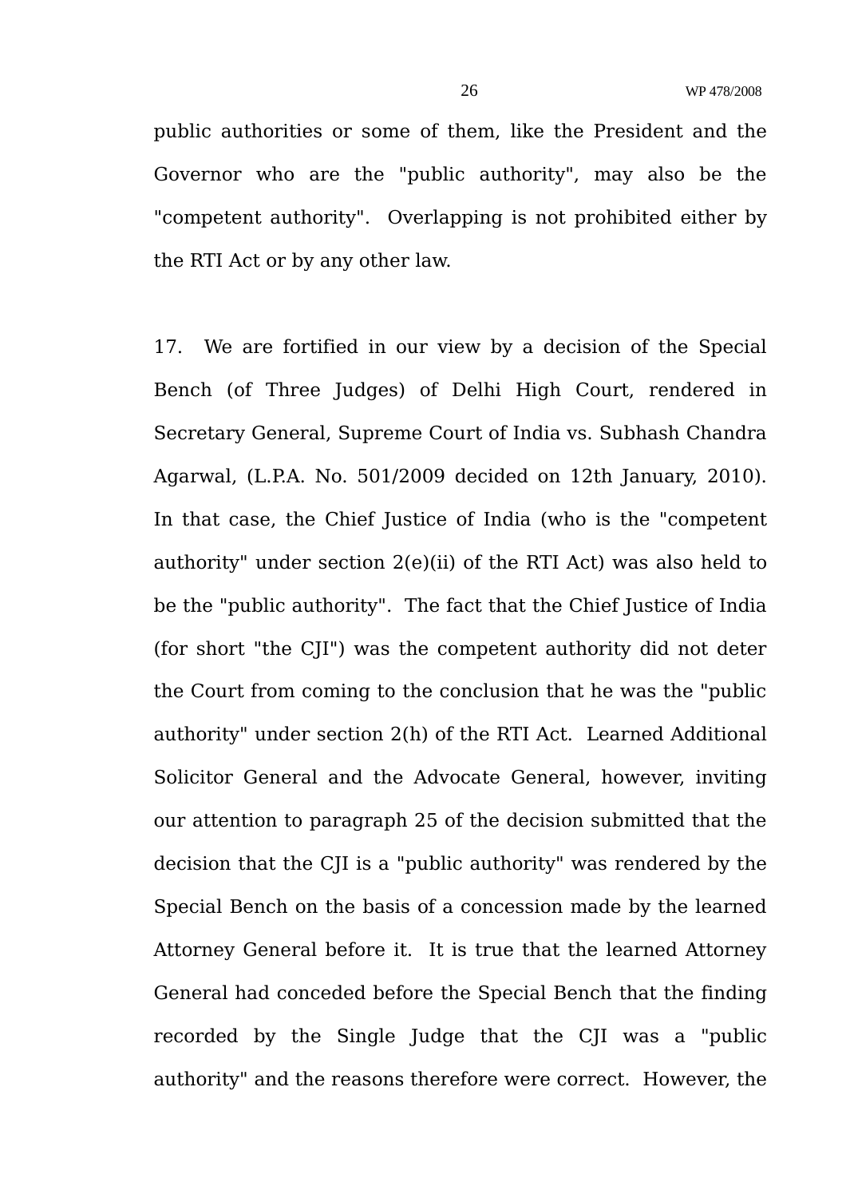public authorities or some of them, like the President and the Governor who are the "public authority", may also be the "competent authority". Overlapping is not prohibited either by the RTI Act or by any other law.

17. We are fortified in our view by a decision of the Special Bench (of Three Judges) of Delhi High Court, rendered in Secretary General, Supreme Court of India vs. Subhash Chandra Agarwal, (L.P.A. No. 501/2009 decided on 12th January, 2010). In that case, the Chief Justice of India (who is the "competent authority" under section 2(e)(ii) of the RTI Act) was also held to be the "public authority". The fact that the Chief Justice of India (for short "the CJI") was the competent authority did not deter the Court from coming to the conclusion that he was the "public authority" under section 2(h) of the RTI Act. Learned Additional Solicitor General and the Advocate General, however, inviting our attention to paragraph 25 of the decision submitted that the decision that the CJI is a "public authority" was rendered by the Special Bench on the basis of a concession made by the learned Attorney General before it. It is true that the learned Attorney General had conceded before the Special Bench that the finding recorded by the Single Judge that the CJI was a "public authority" and the reasons therefore were correct. However, the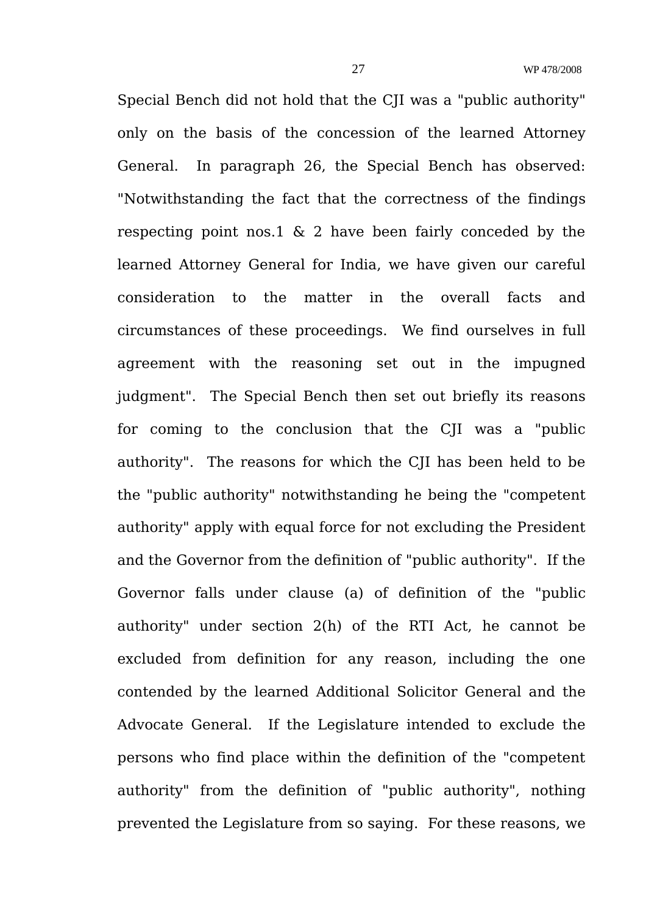Special Bench did not hold that the CJI was a "public authority" only on the basis of the concession of the learned Attorney General. In paragraph 26, the Special Bench has observed: "Notwithstanding the fact that the correctness of the findings respecting point nos.1 & 2 have been fairly conceded by the learned Attorney General for India, we have given our careful consideration to the matter in the overall facts and circumstances of these proceedings. We find ourselves in full agreement with the reasoning set out in the impugned judgment". The Special Bench then set out briefly its reasons for coming to the conclusion that the CJI was a "public authority". The reasons for which the CJI has been held to be the "public authority" notwithstanding he being the "competent authority" apply with equal force for not excluding the President and the Governor from the definition of "public authority". If the Governor falls under clause (a) of definition of the "public authority" under section 2(h) of the RTI Act, he cannot be excluded from definition for any reason, including the one contended by the learned Additional Solicitor General and the Advocate General. If the Legislature intended to exclude the persons who find place within the definition of the "competent authority" from the definition of "public authority", nothing prevented the Legislature from so saying. For these reasons, we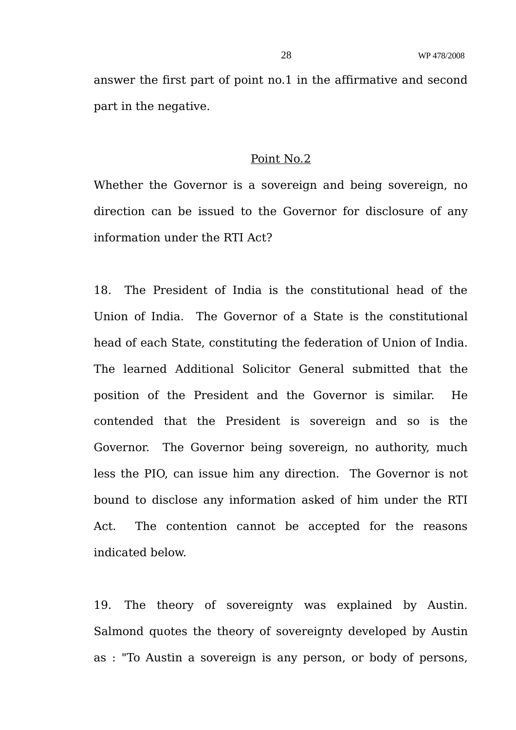answer the first part of point no.1 in the affirmative and second part in the negative.

Point No.2

Whether the Governor is a sovereign and being sovereign, no direction can be issued to the Governor for disclosure of any information under the RTI Act?

18. The President of India is the constitutional head of the Union of India. The Governor of a State is the constitutional head of each State, constituting the federation of Union of India. The learned Additional Solicitor General submitted that the position of the President and the Governor is similar. He contended that the President is sovereign and so is the Governor. The Governor being sovereign, no authority, much less the PIO, can issue him any direction. The Governor is not bound to disclose any information asked of him under the RTI Act. The contention cannot be accepted for the reasons indicated below.

19. The theory of sovereignty was explained by Austin. Salmond quotes the theory of sovereignty developed by Austin as : "To Austin a sovereign is any person, or body of persons,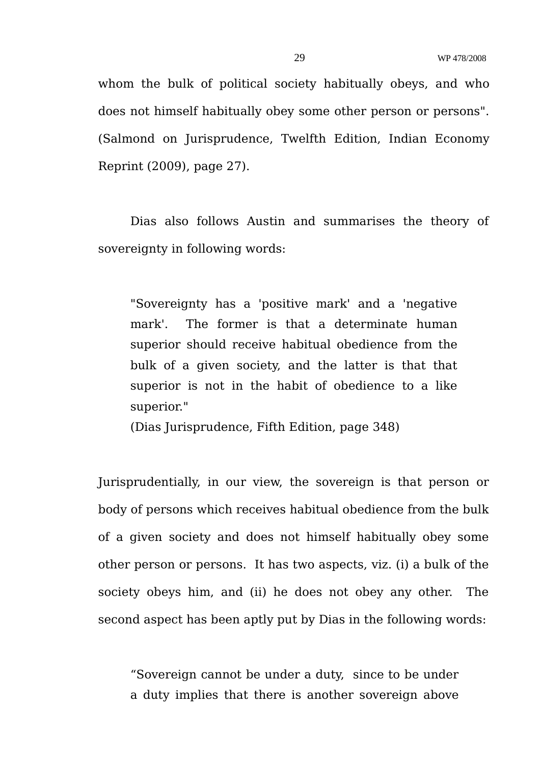whom the bulk of political society habitually obeys, and who does not himself habitually obey some other person or persons". (Salmond on Jurisprudence, Twelfth Edition, Indian Economy Reprint (2009), page 27).

Dias also follows Austin and summarises the theory of sovereignty in following words:

> "Sovereignty has a 'positive mark' and a 'negative mark'. The former is that a determinate human superior should receive habitual obedience from the bulk of a given society, and the latter is that that superior is not in the habit of obedience to a like superior."
>
> (Dias Jurisprudence, Fifth Edition, page 348)

Jurisprudentially, in our view, the sovereign is that person or body of persons which receives habitual obedience from the bulk of a given society and does not himself habitually obey some other person or persons. It has two aspects, viz. (i) a bulk of the society obeys him, and (ii) he does not obey any other. The second aspect has been aptly put by Dias in the following words:

> "Sovereign cannot be under a duty, since to be under a duty implies that there is another sovereign above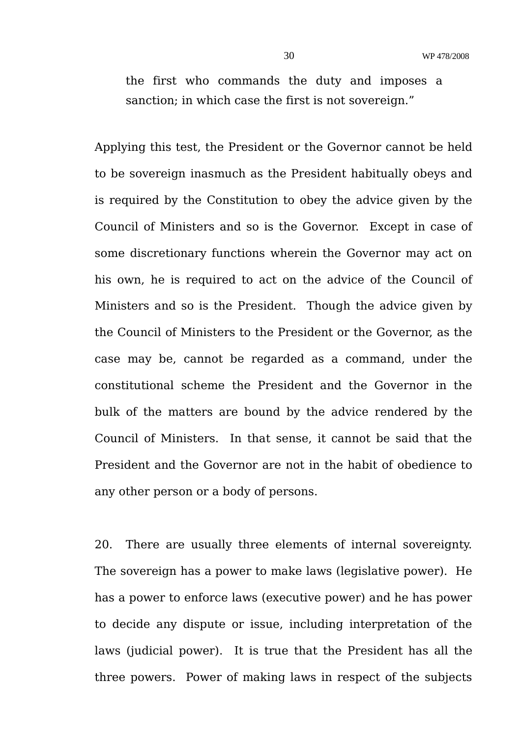> the first who commands the duty and imposes a sanction; in which case the first is not sovereign."

Applying this test, the President or the Governor cannot be held to be sovereign inasmuch as the President habitually obeys and is required by the Constitution to obey the advice given by the Council of Ministers and so is the Governor. Except in case of some discretionary functions wherein the Governor may act on his own, he is required to act on the advice of the Council of Ministers and so is the President. Though the advice given by the Council of Ministers to the President or the Governor, as the case may be, cannot be regarded as a command, under the constitutional scheme the President and the Governor in the bulk of the matters are bound by the advice rendered by the Council of Ministers. In that sense, it cannot be said that the President and the Governor are not in the habit of obedience to any other person or a body of persons.

20. There are usually three elements of internal sovereignty. The sovereign has a power to make laws (legislative power). He has a power to enforce laws (executive power) and he has power to decide any dispute or issue, including interpretation of the laws (judicial power). It is true that the President has all the three powers. Power of making laws in respect of the subjects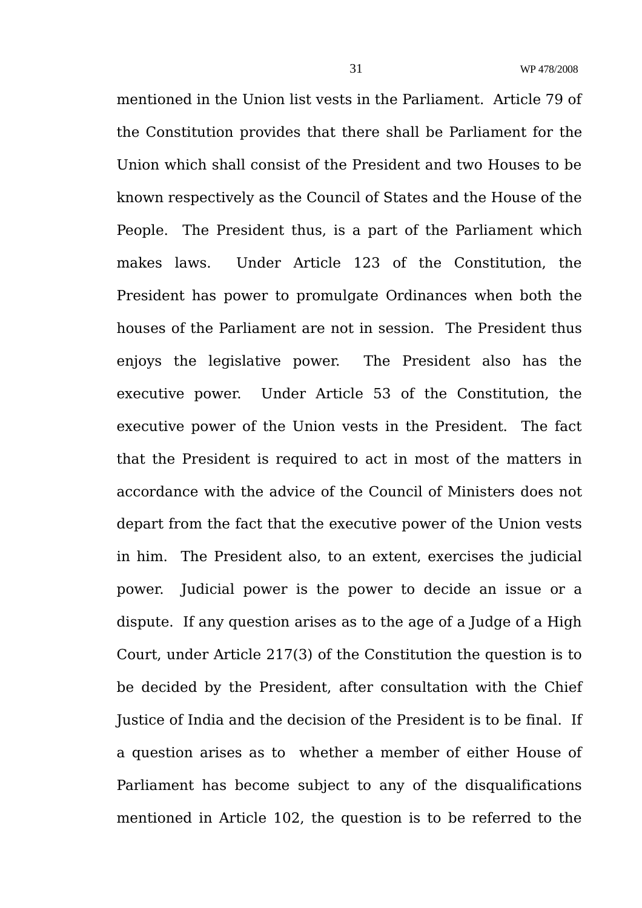mentioned in the Union list vests in the Parliament. Article 79 of the Constitution provides that there shall be Parliament for the Union which shall consist of the President and two Houses to be known respectively as the Council of States and the House of the People. The President thus, is a part of the Parliament which makes laws. Under Article 123 of the Constitution, the President has power to promulgate Ordinances when both the houses of the Parliament are not in session. The President thus enjoys the legislative power. The President also has the executive power. Under Article 53 of the Constitution, the executive power of the Union vests in the President. The fact that the President is required to act in most of the matters in accordance with the advice of the Council of Ministers does not depart from the fact that the executive power of the Union vests in him. The President also, to an extent, exercises the judicial power. Judicial power is the power to decide an issue or a dispute. If any question arises as to the age of a Judge of a High Court, under Article 217(3) of the Constitution the question is to be decided by the President, after consultation with the Chief Justice of India and the decision of the President is to be final. If a question arises as to whether a member of either House of Parliament has become subject to any of the disqualifications mentioned in Article 102, the question is to be referred to the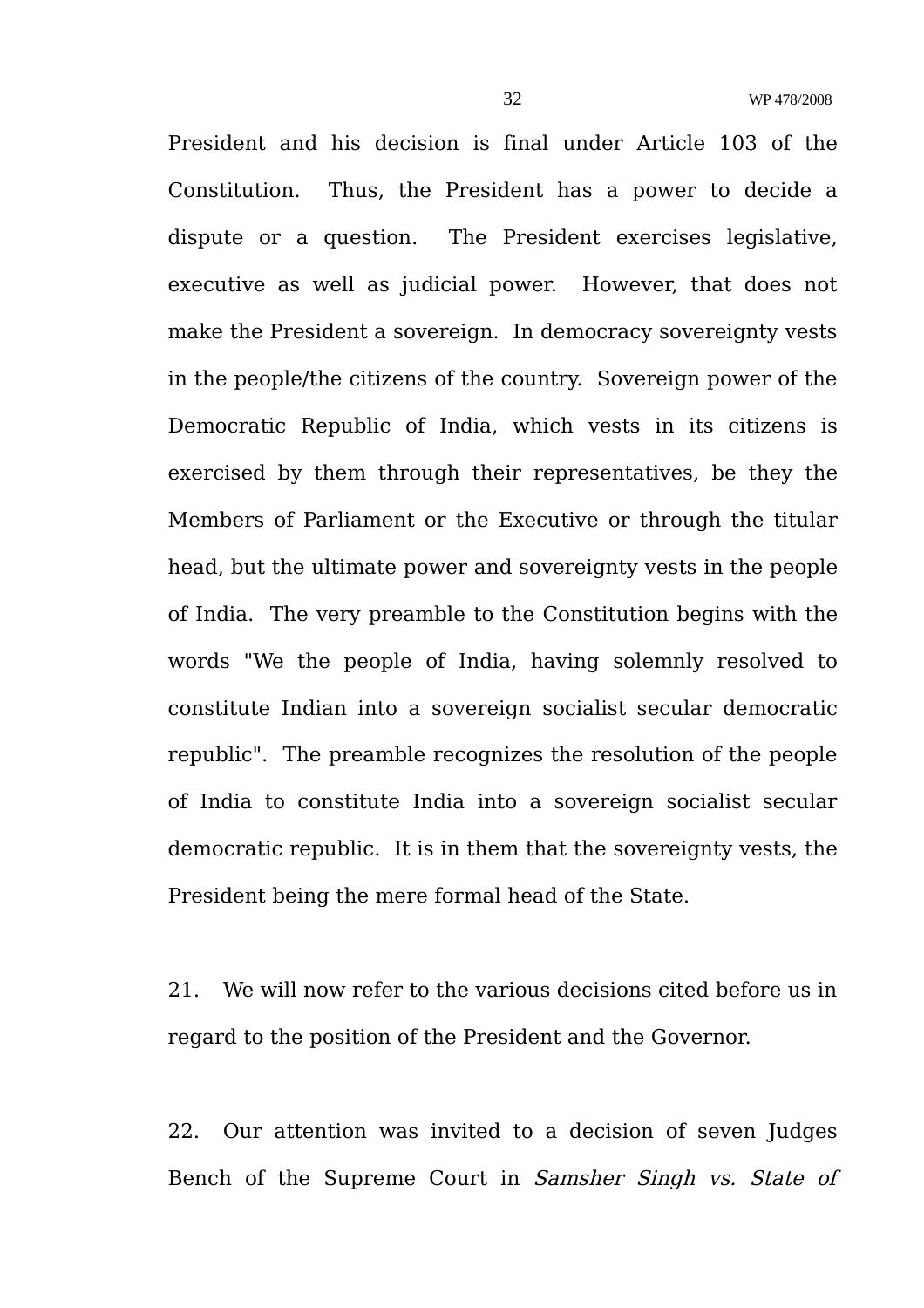President and his decision is final under Article 103 of the Constitution. Thus, the President has a power to decide a dispute or a question. The President exercises legislative, executive as well as judicial power. However, that does not make the President a sovereign. In democracy sovereignty vests in the people/the citizens of the country. Sovereign power of the Democratic Republic of India, which vests in its citizens is exercised by them through their representatives, be they the Members of Parliament or the Executive or through the titular head, but the ultimate power and sovereignty vests in the people of India. The very preamble to the Constitution begins with the words "We the people of India, having solemnly resolved to constitute Indian into a sovereign socialist secular democratic republic". The preamble recognizes the resolution of the people of India to constitute India into a sovereign socialist secular democratic republic. It is in them that the sovereignty vests, the President being the mere formal head of the State.

21. We will now refer to the various decisions cited before us in regard to the position of the President and the Governor.

22. Our attention was invited to a decision of seven Judges Bench of the Supreme Court in *Samsher Singh vs. State of*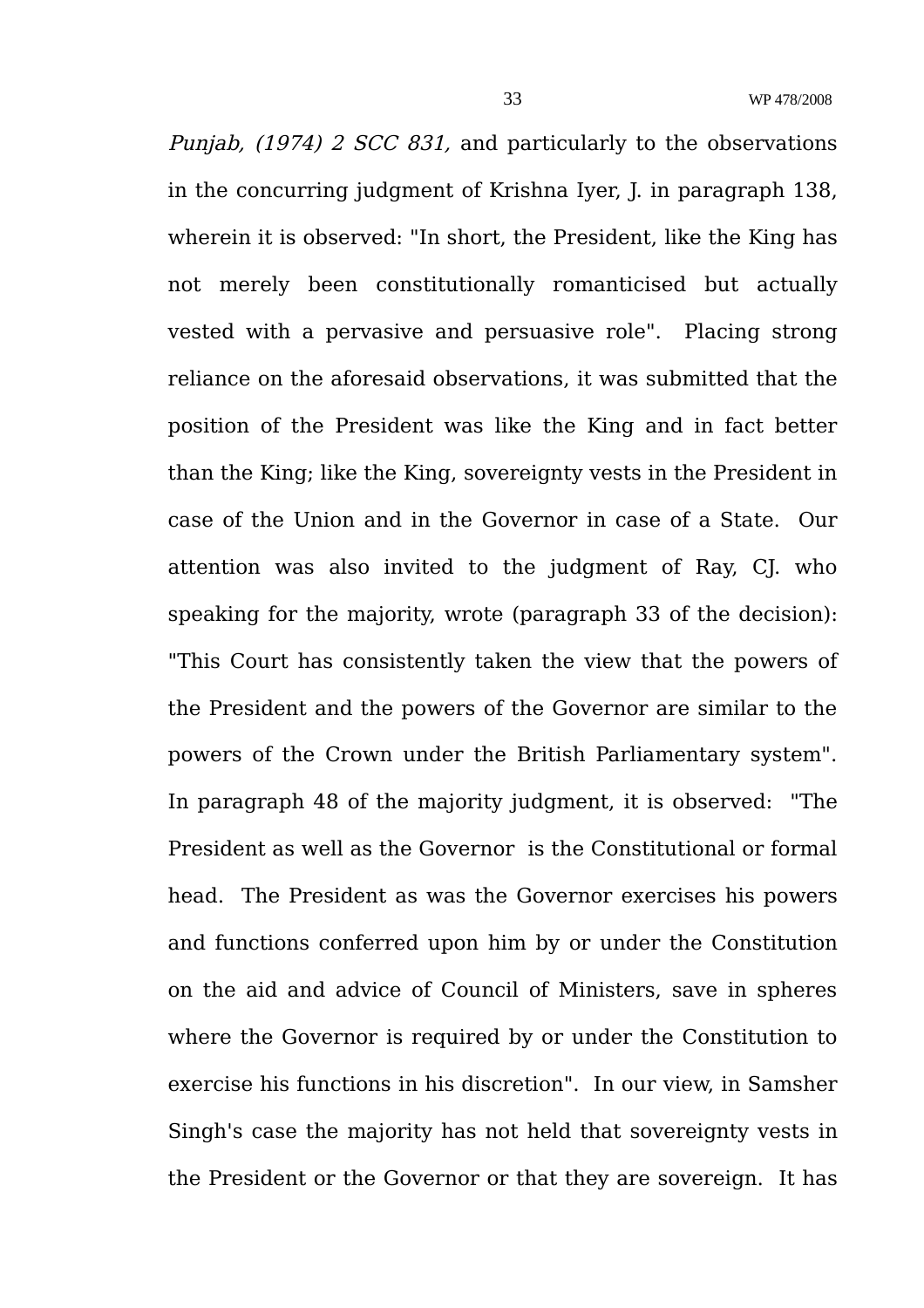*Punjab, (1974) 2 SCC 831,* and particularly to the observations in the concurring judgment of Krishna Iyer, J. in paragraph 138, wherein it is observed: "In short, the President, like the King has not merely been constitutionally romanticised but actually vested with a pervasive and persuasive role". Placing strong reliance on the aforesaid observations, it was submitted that the position of the President was like the King and in fact better than the King; like the King, sovereignty vests in the President in case of the Union and in the Governor in case of a State. Our attention was also invited to the judgment of Ray, CJ. who speaking for the majority, wrote (paragraph 33 of the decision): "This Court has consistently taken the view that the powers of the President and the powers of the Governor are similar to the powers of the Crown under the British Parliamentary system". In paragraph 48 of the majority judgment, it is observed: "The President as well as the Governor is the Constitutional or formal head. The President as was the Governor exercises his powers and functions conferred upon him by or under the Constitution on the aid and advice of Council of Ministers, save in spheres where the Governor is required by or under the Constitution to exercise his functions in his discretion". In our view, in Samsher Singh's case the majority has not held that sovereignty vests in the President or the Governor or that they are sovereign. It has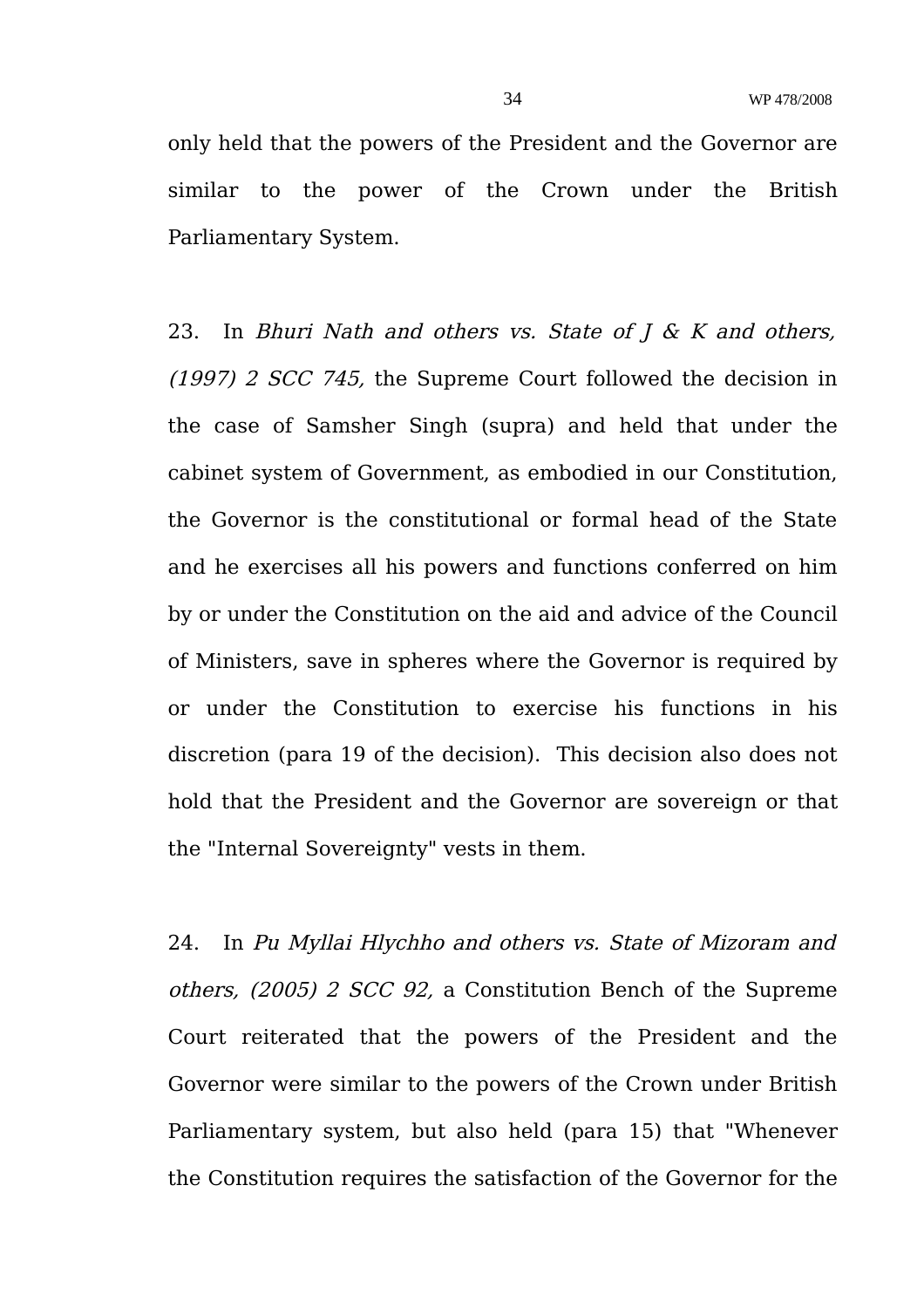only held that the powers of the President and the Governor are similar to the power of the Crown under the British Parliamentary System.

23. In *Bhuri Nath and others vs. State of J & K and others, (1997) 2 SCC 745,* the Supreme Court followed the decision in the case of Samsher Singh (supra) and held that under the cabinet system of Government, as embodied in our Constitution, the Governor is the constitutional or formal head of the State and he exercises all his powers and functions conferred on him by or under the Constitution on the aid and advice of the Council of Ministers, save in spheres where the Governor is required by or under the Constitution to exercise his functions in his discretion (para 19 of the decision). This decision also does not hold that the President and the Governor are sovereign or that the "Internal Sovereignty" vests in them.

24. In *Pu Myllai Hlychho and others vs. State of Mizoram and others, (2005) 2 SCC 92,* a Constitution Bench of the Supreme Court reiterated that the powers of the President and the Governor were similar to the powers of the Crown under British Parliamentary system, but also held (para 15) that "Whenever the Constitution requires the satisfaction of the Governor for the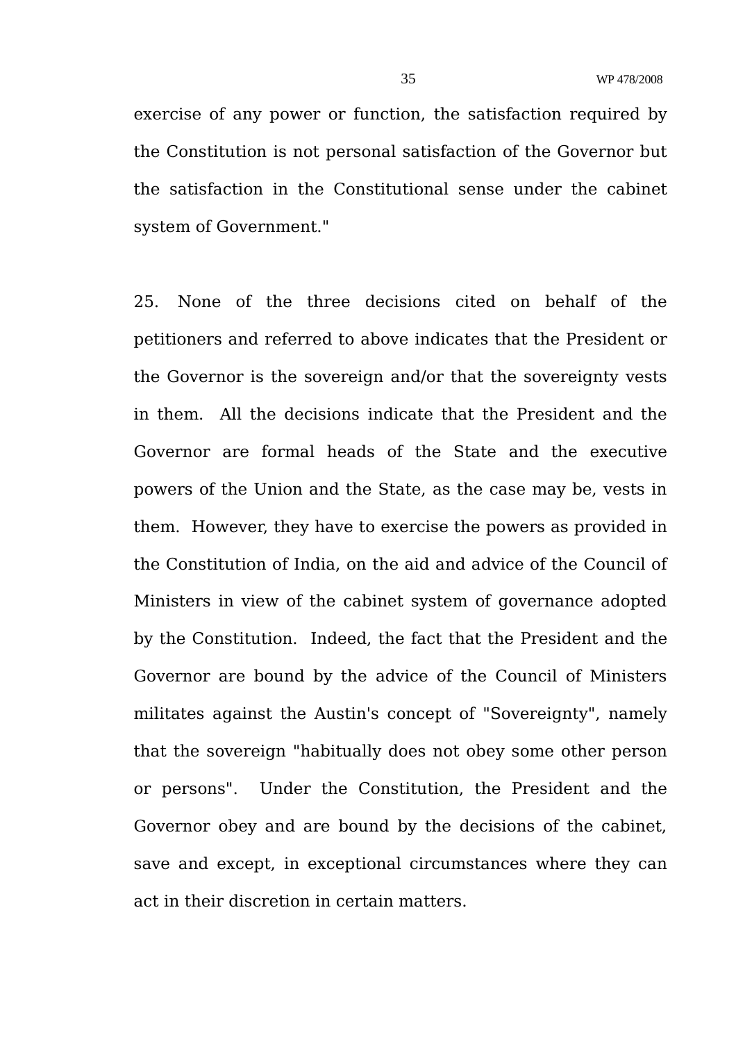exercise of any power or function, the satisfaction required by the Constitution is not personal satisfaction of the Governor but the satisfaction in the Constitutional sense under the cabinet system of Government."

25. None of the three decisions cited on behalf of the petitioners and referred to above indicates that the President or the Governor is the sovereign and/or that the sovereignty vests in them. All the decisions indicate that the President and the Governor are formal heads of the State and the executive powers of the Union and the State, as the case may be, vests in them. However, they have to exercise the powers as provided in the Constitution of India, on the aid and advice of the Council of Ministers in view of the cabinet system of governance adopted by the Constitution. Indeed, the fact that the President and the Governor are bound by the advice of the Council of Ministers militates against the Austin's concept of "Sovereignty", namely that the sovereign "habitually does not obey some other person or persons". Under the Constitution, the President and the Governor obey and are bound by the decisions of the cabinet, save and except, in exceptional circumstances where they can act in their discretion in certain matters.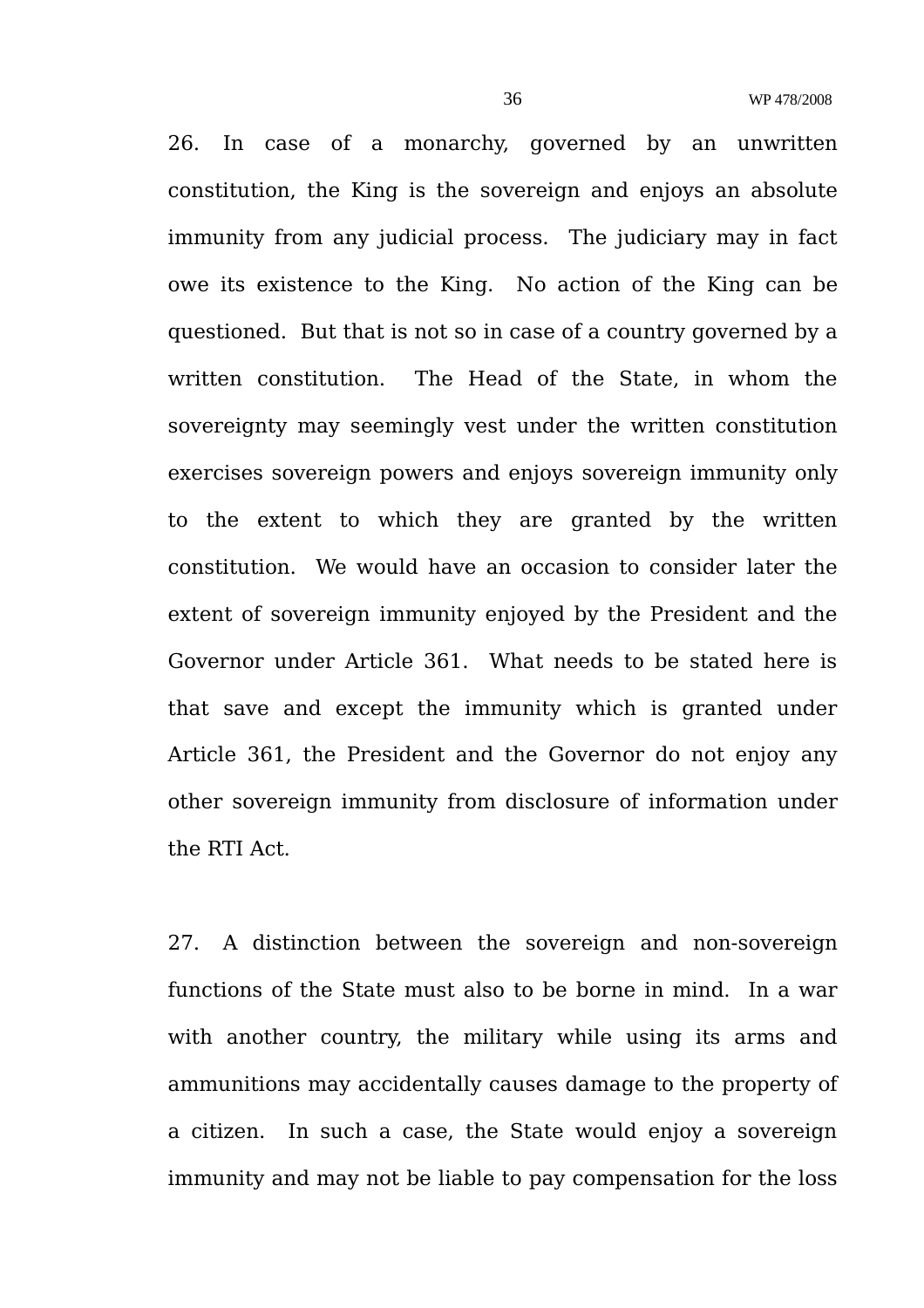26. In case of a monarchy, governed by an unwritten constitution, the King is the sovereign and enjoys an absolute immunity from any judicial process. The judiciary may in fact owe its existence to the King. No action of the King can be questioned. But that is not so in case of a country governed by a written constitution. The Head of the State, in whom the sovereignty may seemingly vest under the written constitution exercises sovereign powers and enjoys sovereign immunity only to the extent to which they are granted by the written constitution. We would have an occasion to consider later the extent of sovereign immunity enjoyed by the President and the Governor under Article 361. What needs to be stated here is that save and except the immunity which is granted under Article 361, the President and the Governor do not enjoy any other sovereign immunity from disclosure of information under the RTI Act.

27. A distinction between the sovereign and non-sovereign functions of the State must also to be borne in mind. In a war with another country, the military while using its arms and ammunitions may accidentally causes damage to the property of a citizen. In such a case, the State would enjoy a sovereign immunity and may not be liable to pay compensation for the loss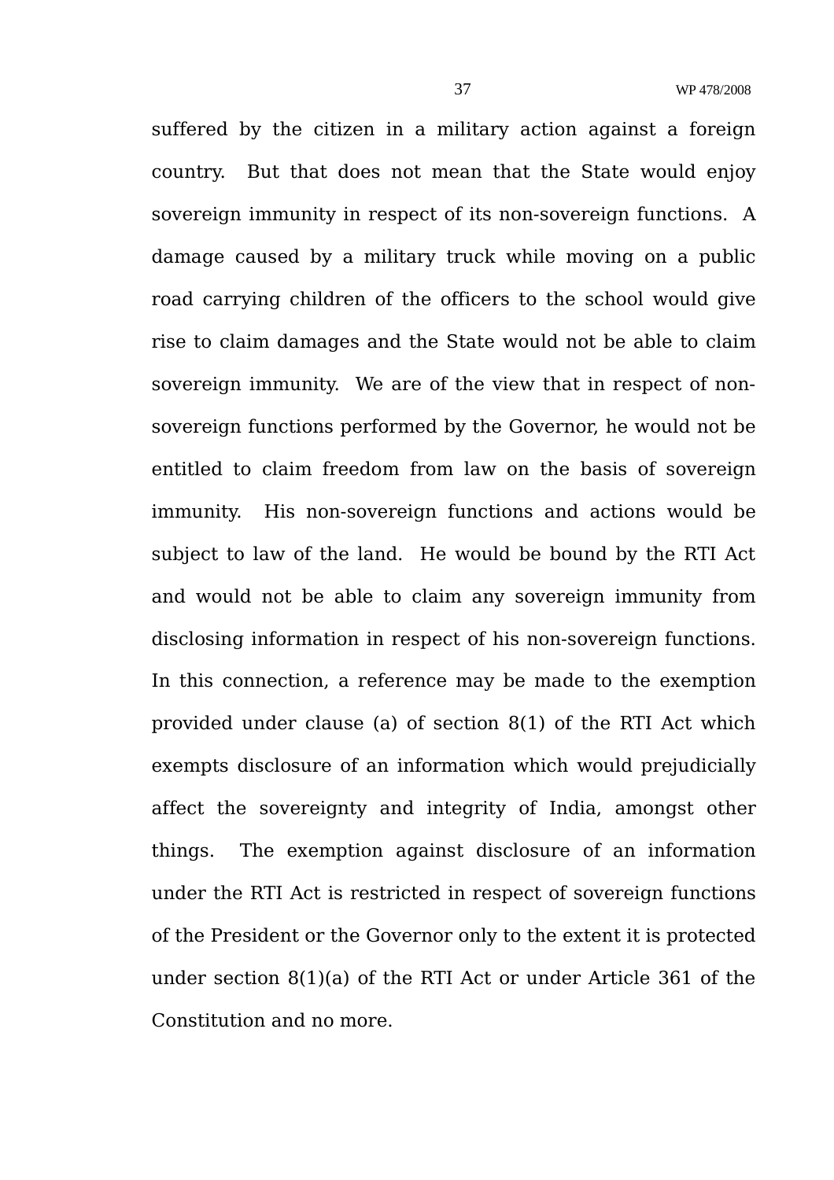suffered by the citizen in a military action against a foreign country. But that does not mean that the State would enjoy sovereign immunity in respect of its non-sovereign functions. A damage caused by a military truck while moving on a public road carrying children of the officers to the school would give rise to claim damages and the State would not be able to claim sovereign immunity. We are of the view that in respect of non-sovereign functions performed by the Governor, he would not be entitled to claim freedom from law on the basis of sovereign immunity. His non-sovereign functions and actions would be subject to law of the land. He would be bound by the RTI Act and would not be able to claim any sovereign immunity from disclosing information in respect of his non-sovereign functions. In this connection, a reference may be made to the exemption provided under clause (a) of section 8(1) of the RTI Act which exempts disclosure of an information which would prejudicially affect the sovereignty and integrity of India, amongst other things. The exemption against disclosure of an information under the RTI Act is restricted in respect of sovereign functions of the President or the Governor only to the extent it is protected under section 8(1)(a) of the RTI Act or under Article 361 of the Constitution and no more.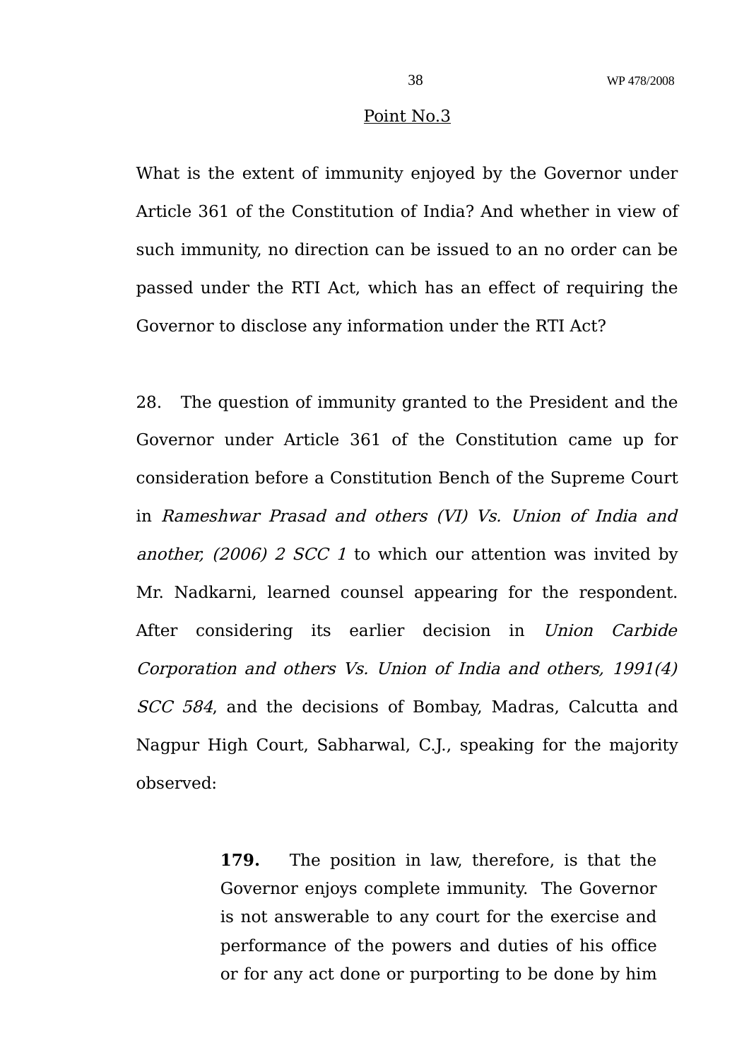<u>Point No.3</u>

What is the extent of immunity enjoyed by the Governor under Article 361 of the Constitution of India? And whether in view of such immunity, no direction can be issued to an no order can be passed under the RTI Act, which has an effect of requiring the Governor to disclose any information under the RTI Act?

28. The question of immunity granted to the President and the Governor under Article 361 of the Constitution came up for consideration before a Constitution Bench of the Supreme Court in *Rameshwar Prasad and others (VI) Vs. Union of India and another, (2006) 2 SCC 1* to which our attention was invited by Mr. Nadkarni, learned counsel appearing for the respondent. After considering its earlier decision in *Union Carbide Corporation and others Vs. Union of India and others, 1991(4) SCC 584*, and the decisions of Bombay, Madras, Calcutta and Nagpur High Court, Sabharwal, C.J., speaking for the majority observed:

> **179.** The position in law, therefore, is that the Governor enjoys complete immunity. The Governor is not answerable to any court for the exercise and performance of the powers and duties of his office or for any act done or purporting to be done by him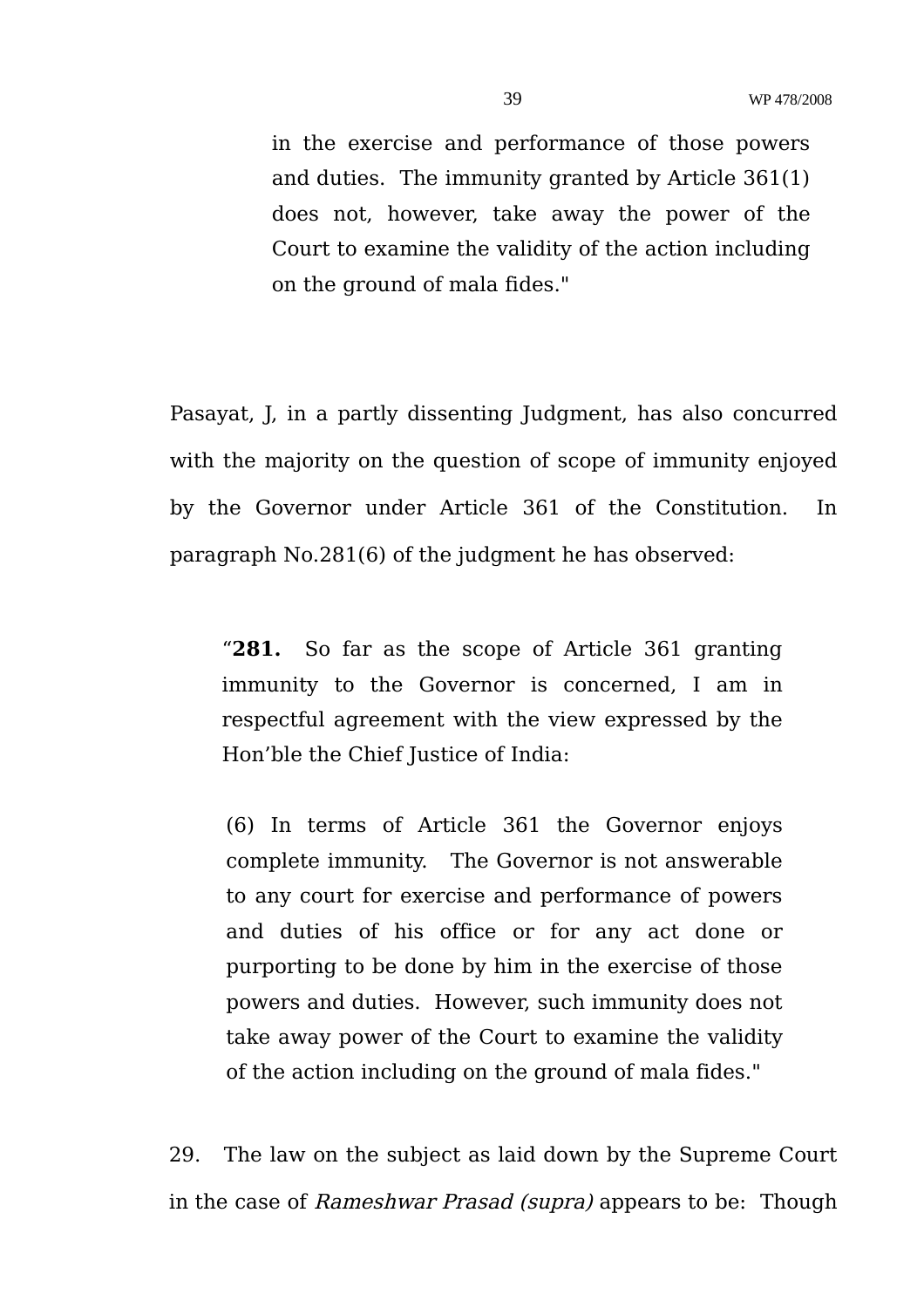> in the exercise and performance of those powers and duties. The immunity granted by Article 361(1) does not, however, take away the power of the Court to examine the validity of the action including on the ground of mala fides."

Pasayat, J, in a partly dissenting Judgment, has also concurred with the majority on the question of scope of immunity enjoyed by the Governor under Article 361 of the Constitution. In paragraph No.281(6) of the judgment he has observed:

> "**281.** So far as the scope of Article 361 granting immunity to the Governor is concerned, I am in respectful agreement with the view expressed by the Hon'ble the Chief Justice of India:
>
> (6) In terms of Article 361 the Governor enjoys complete immunity. The Governor is not answerable to any court for exercise and performance of powers and duties of his office or for any act done or purporting to be done by him in the exercise of those powers and duties. However, such immunity does not take away power of the Court to examine the validity of the action including on the ground of mala fides."

29. The law on the subject as laid down by the Supreme Court in the case of *Rameshwar Prasad (supra)* appears to be: Though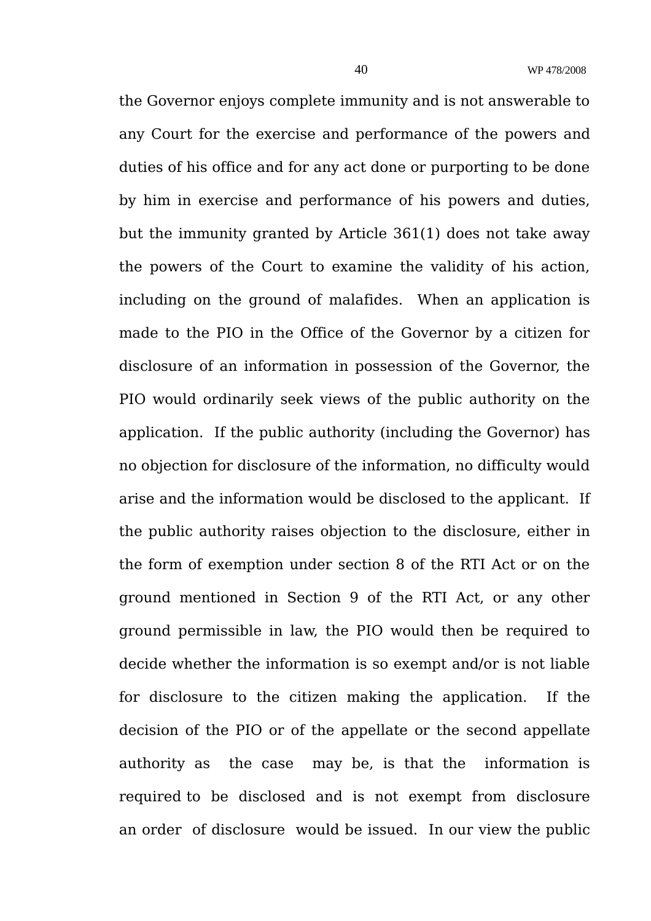the Governor enjoys complete immunity and is not answerable to any Court for the exercise and performance of the powers and duties of his office and for any act done or purporting to be done by him in exercise and performance of his powers and duties, but the immunity granted by Article 361(1) does not take away the powers of the Court to examine the validity of his action, including on the ground of malafides. When an application is made to the PIO in the Office of the Governor by a citizen for disclosure of an information in possession of the Governor, the PIO would ordinarily seek views of the public authority on the application. If the public authority (including the Governor) has no objection for disclosure of the information, no difficulty would arise and the information would be disclosed to the applicant. If the public authority raises objection to the disclosure, either in the form of exemption under section 8 of the RTI Act or on the ground mentioned in Section 9 of the RTI Act, or any other ground permissible in law, the PIO would then be required to decide whether the information is so exempt and/or is not liable for disclosure to the citizen making the application. If the decision of the PIO or of the appellate or the second appellate authority as the case may be, is that the information is required to be disclosed and is not exempt from disclosure an order of disclosure would be issued. In our view the public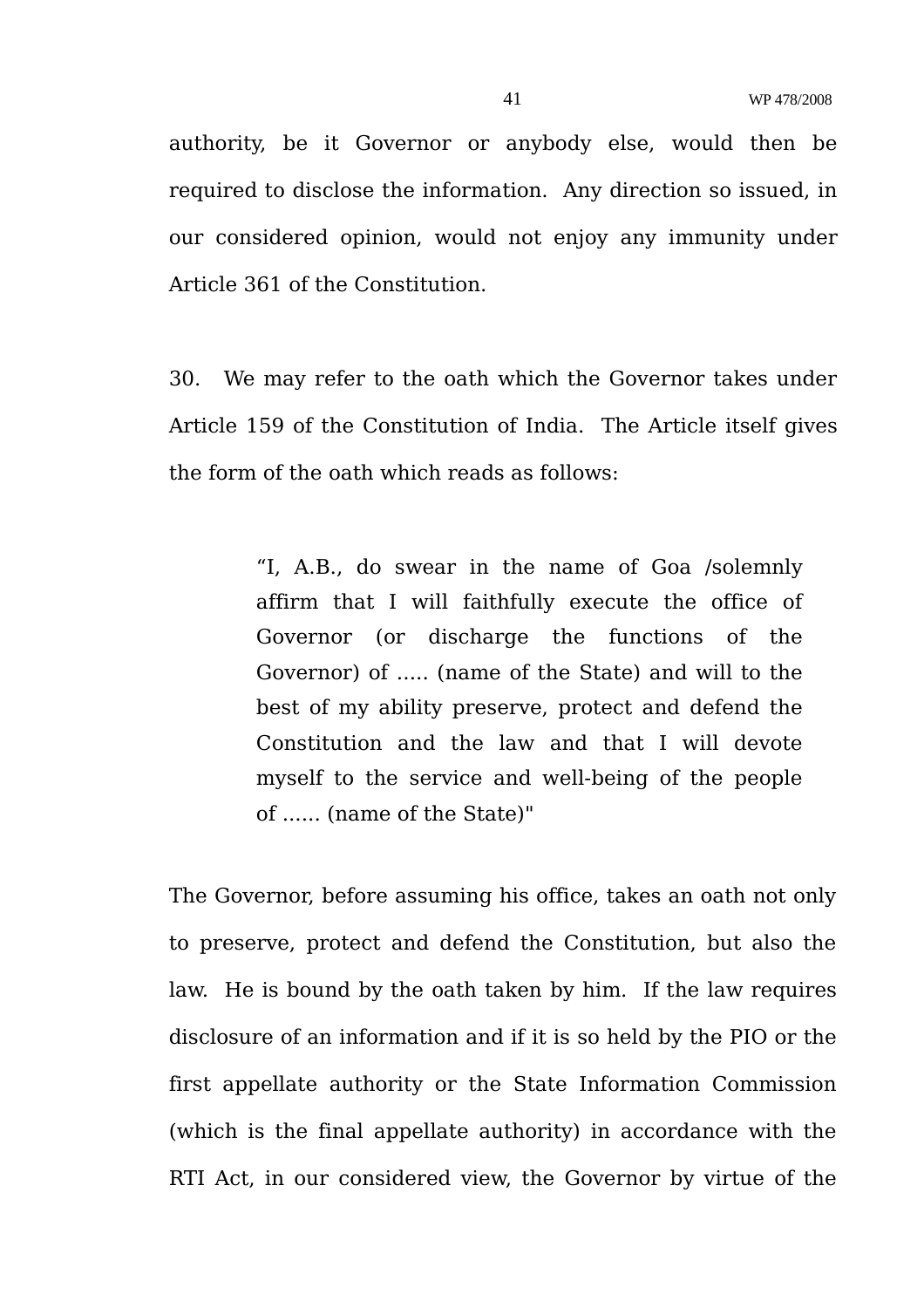authority, be it Governor or anybody else, would then be required to disclose the information. Any direction so issued, in our considered opinion, would not enjoy any immunity under Article 361 of the Constitution.

30. We may refer to the oath which the Governor takes under Article 159 of the Constitution of India. The Article itself gives the form of the oath which reads as follows:

> "I, A.B., do swear in the name of Goa /solemnly affirm that I will faithfully execute the office of Governor (or discharge the functions of the Governor) of ..... (name of the State) and will to the best of my ability preserve, protect and defend the Constitution and the law and that I will devote myself to the service and well-being of the people of ...... (name of the State)"

The Governor, before assuming his office, takes an oath not only to preserve, protect and defend the Constitution, but also the law. He is bound by the oath taken by him. If the law requires disclosure of an information and if it is so held by the PIO or the first appellate authority or the State Information Commission (which is the final appellate authority) in accordance with the RTI Act, in our considered view, the Governor by virtue of the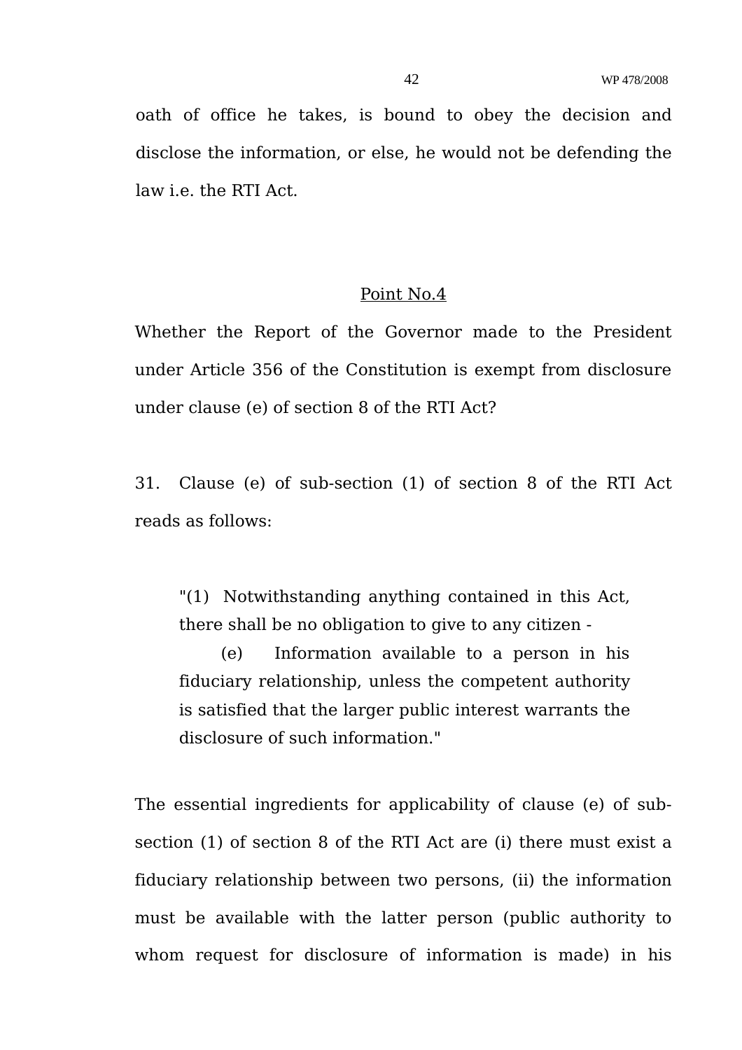oath of office he takes, is bound to obey the decision and disclose the information, or else, he would not be defending the law i.e. the RTI Act.

## Point No.4

Whether the Report of the Governor made to the President under Article 356 of the Constitution is exempt from disclosure under clause (e) of section 8 of the RTI Act?

31. Clause (e) of sub-section (1) of section 8 of the RTI Act reads as follows:

> "(1) Notwithstanding anything contained in this Act, there shall be no obligation to give to any citizen -
>
> (e) Information available to a person in his fiduciary relationship, unless the competent authority is satisfied that the larger public interest warrants the disclosure of such information."

The essential ingredients for applicability of clause (e) of sub-section (1) of section 8 of the RTI Act are (i) there must exist a fiduciary relationship between two persons, (ii) the information must be available with the latter person (public authority to whom request for disclosure of information is made) in his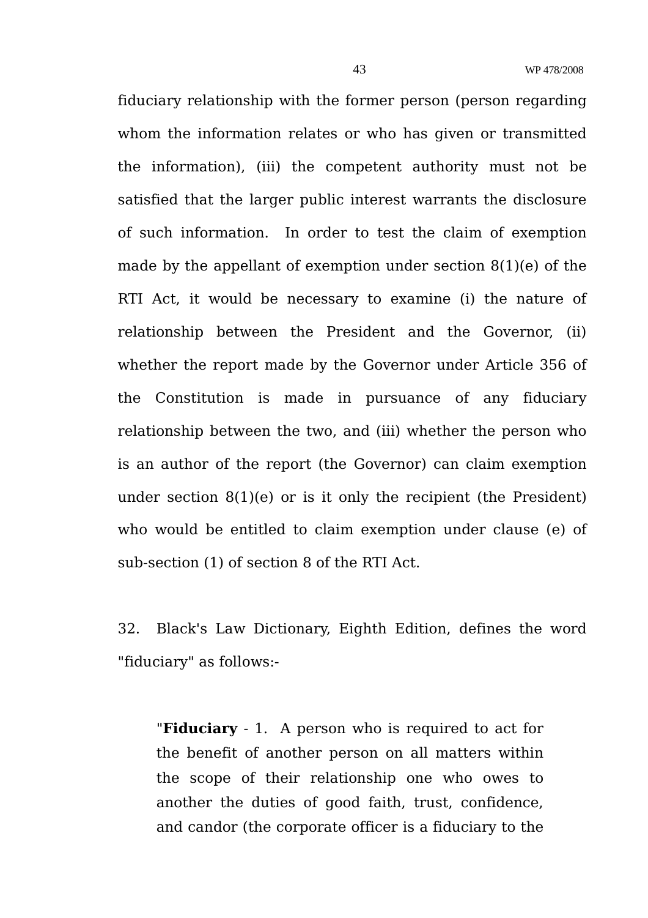fiduciary relationship with the former person (person regarding whom the information relates or who has given or transmitted the information), (iii) the competent authority must not be satisfied that the larger public interest warrants the disclosure of such information. In order to test the claim of exemption made by the appellant of exemption under section 8(1)(e) of the RTI Act, it would be necessary to examine (i) the nature of relationship between the President and the Governor, (ii) whether the report made by the Governor under Article 356 of the Constitution is made in pursuance of any fiduciary relationship between the two, and (iii) whether the person who is an author of the report (the Governor) can claim exemption under section 8(1)(e) or is it only the recipient (the President) who would be entitled to claim exemption under clause (e) of sub-section (1) of section 8 of the RTI Act.

32. Black's Law Dictionary, Eighth Edition, defines the word "fiduciary" as follows:-

> "**Fiduciary** - 1. A person who is required to act for the benefit of another person on all matters within the scope of their relationship one who owes to another the duties of good faith, trust, confidence, and candor (the corporate officer is a fiduciary to the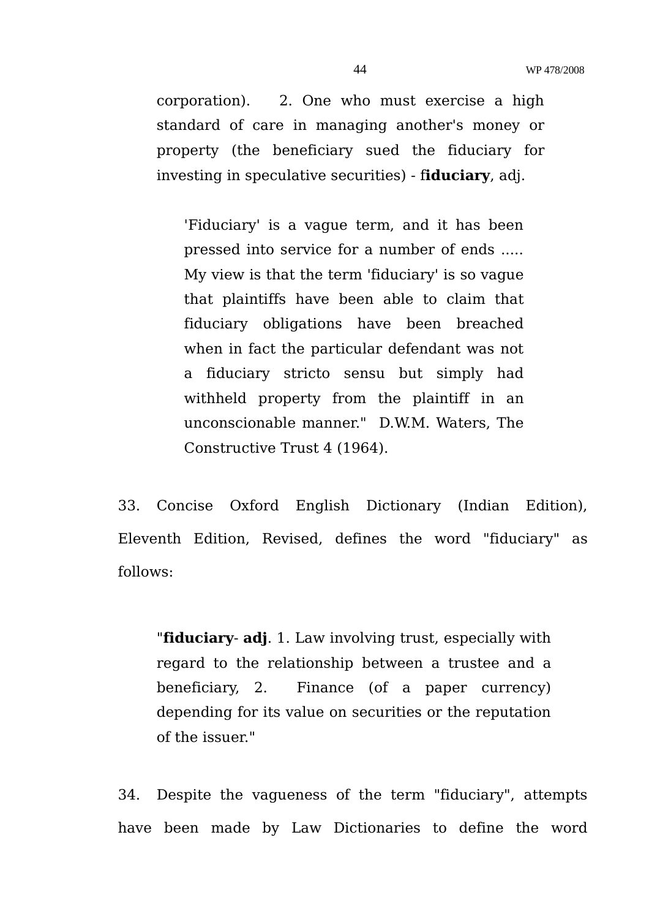corporation). 2. One who must exercise a high standard of care in managing another's money or property (the beneficiary sued the fiduciary for investing in speculative securities) - f**iduciary**, adj.

> 'Fiduciary' is a vague term, and it has been pressed into service for a number of ends ..... My view is that the term 'fiduciary' is so vague that plaintiffs have been able to claim that fiduciary obligations have been breached when in fact the particular defendant was not a fiduciary stricto sensu but simply had withheld property from the plaintiff in an unconscionable manner." D.W.M. Waters, The Constructive Trust 4 (1964).

33. Concise Oxford English Dictionary (Indian Edition), Eleventh Edition, Revised, defines the word "fiduciary" as follows:

> "**fiduciary**- **adj**. 1. Law involving trust, especially with regard to the relationship between a trustee and a beneficiary, 2. Finance (of a paper currency) depending for its value on securities or the reputation of the issuer."

34. Despite the vagueness of the term "fiduciary", attempts have been made by Law Dictionaries to define the word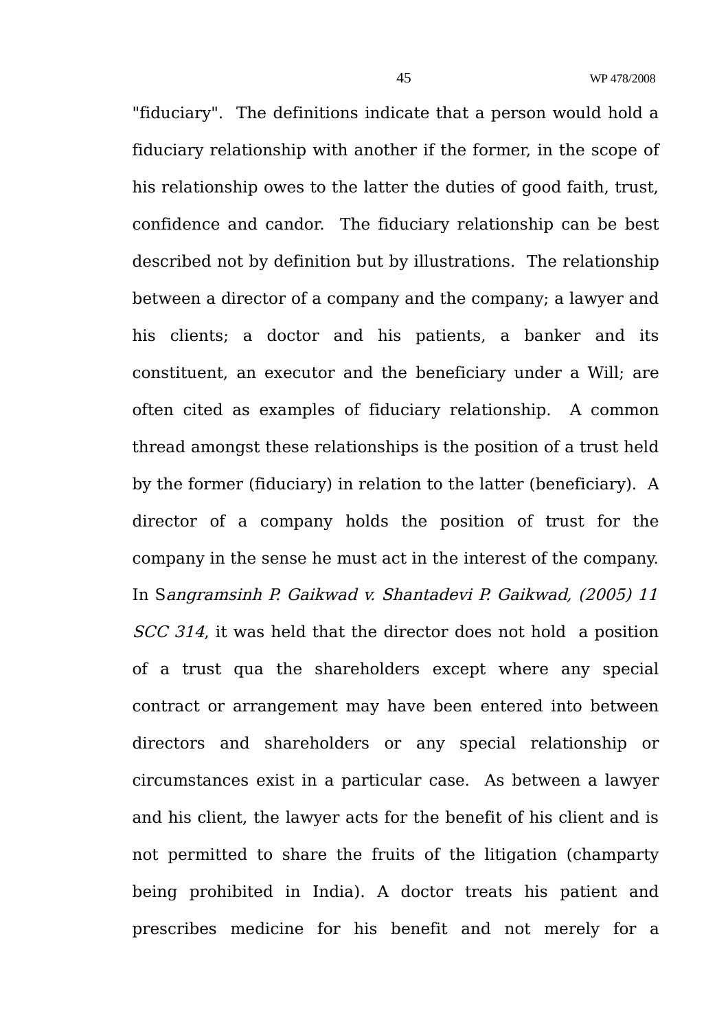"fiduciary". The definitions indicate that a person would hold a fiduciary relationship with another if the former, in the scope of his relationship owes to the latter the duties of good faith, trust, confidence and candor. The fiduciary relationship can be best described not by definition but by illustrations. The relationship between a director of a company and the company; a lawyer and his clients; a doctor and his patients, a banker and its constituent, an executor and the beneficiary under a Will; are often cited as examples of fiduciary relationship. A common thread amongst these relationships is the position of a trust held by the former (fiduciary) in relation to the latter (beneficiary). A director of a company holds the position of trust for the company in the sense he must act in the interest of the company. In S*angramsinh P. Gaikwad v. Shantadevi P. Gaikwad, (2005) 11 SCC 314*, it was held that the director does not hold a position of a trust qua the shareholders except where any special contract or arrangement may have been entered into between directors and shareholders or any special relationship or circumstances exist in a particular case. As between a lawyer and his client, the lawyer acts for the benefit of his client and is not permitted to share the fruits of the litigation (champarty being prohibited in India). A doctor treats his patient and prescribes medicine for his benefit and not merely for a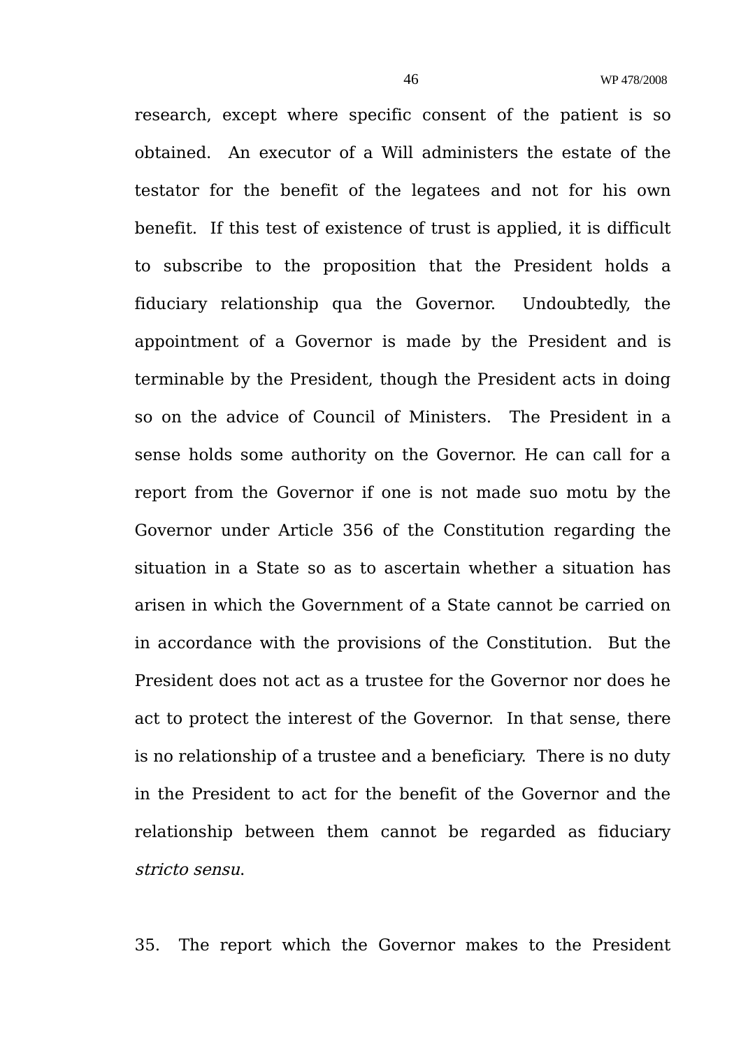research, except where specific consent of the patient is so obtained. An executor of a Will administers the estate of the testator for the benefit of the legatees and not for his own benefit. If this test of existence of trust is applied, it is difficult to subscribe to the proposition that the President holds a fiduciary relationship qua the Governor. Undoubtedly, the appointment of a Governor is made by the President and is terminable by the President, though the President acts in doing so on the advice of Council of Ministers. The President in a sense holds some authority on the Governor. He can call for a report from the Governor if one is not made suo motu by the Governor under Article 356 of the Constitution regarding the situation in a State so as to ascertain whether a situation has arisen in which the Government of a State cannot be carried on in accordance with the provisions of the Constitution. But the President does not act as a trustee for the Governor nor does he act to protect the interest of the Governor. In that sense, there is no relationship of a trustee and a beneficiary. There is no duty in the President to act for the benefit of the Governor and the relationship between them cannot be regarded as fiduciary *stricto sensu*.

35. The report which the Governor makes to the President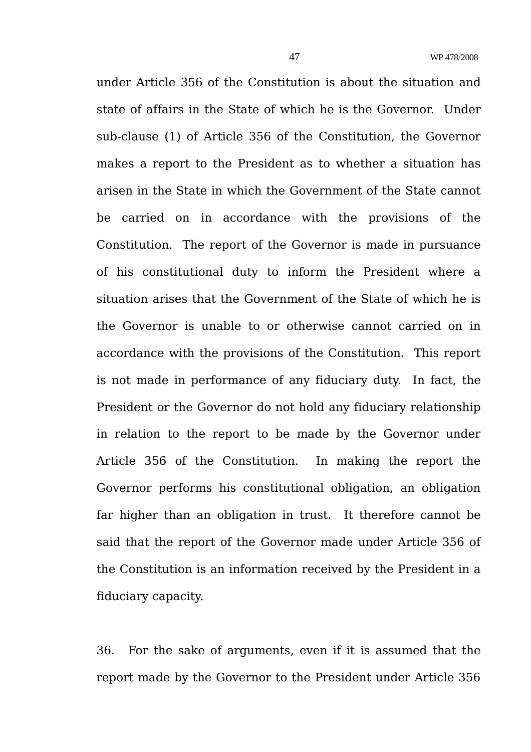under Article 356 of the Constitution is about the situation and state of affairs in the State of which he is the Governor. Under sub-clause (1) of Article 356 of the Constitution, the Governor makes a report to the President as to whether a situation has arisen in the State in which the Government of the State cannot be carried on in accordance with the provisions of the Constitution. The report of the Governor is made in pursuance of his constitutional duty to inform the President where a situation arises that the Government of the State of which he is the Governor is unable to or otherwise cannot carried on in accordance with the provisions of the Constitution. This report is not made in performance of any fiduciary duty. In fact, the President or the Governor do not hold any fiduciary relationship in relation to the report to be made by the Governor under Article 356 of the Constitution. In making the report the Governor performs his constitutional obligation, an obligation far higher than an obligation in trust. It therefore cannot be said that the report of the Governor made under Article 356 of the Constitution is an information received by the President in a fiduciary capacity.

36. For the sake of arguments, even if it is assumed that the report made by the Governor to the President under Article 356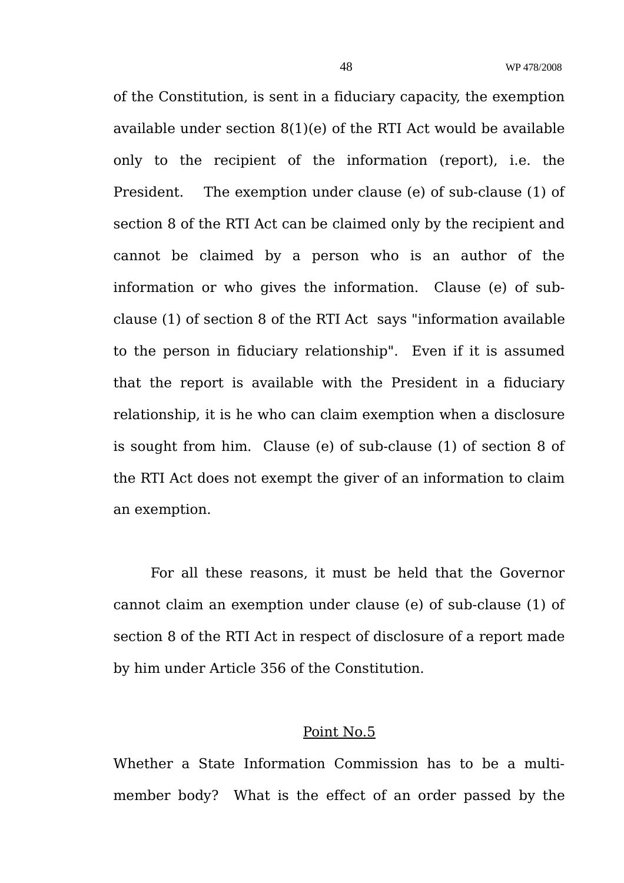of the Constitution, is sent in a fiduciary capacity, the exemption available under section 8(1)(e) of the RTI Act would be available only to the recipient of the information (report), i.e. the President. The exemption under clause (e) of sub-clause (1) of section 8 of the RTI Act can be claimed only by the recipient and cannot be claimed by a person who is an author of the information or who gives the information. Clause (e) of sub-clause (1) of section 8 of the RTI Act says "information available to the person in fiduciary relationship". Even if it is assumed that the report is available with the President in a fiduciary relationship, it is he who can claim exemption when a disclosure is sought from him. Clause (e) of sub-clause (1) of section 8 of the RTI Act does not exempt the giver of an information to claim an exemption.

For all these reasons, it must be held that the Governor cannot claim an exemption under clause (e) of sub-clause (1) of section 8 of the RTI Act in respect of disclosure of a report made by him under Article 356 of the Constitution.

<u>Point No.5</u>

Whether a State Information Commission has to be a multi-member body? What is the effect of an order passed by the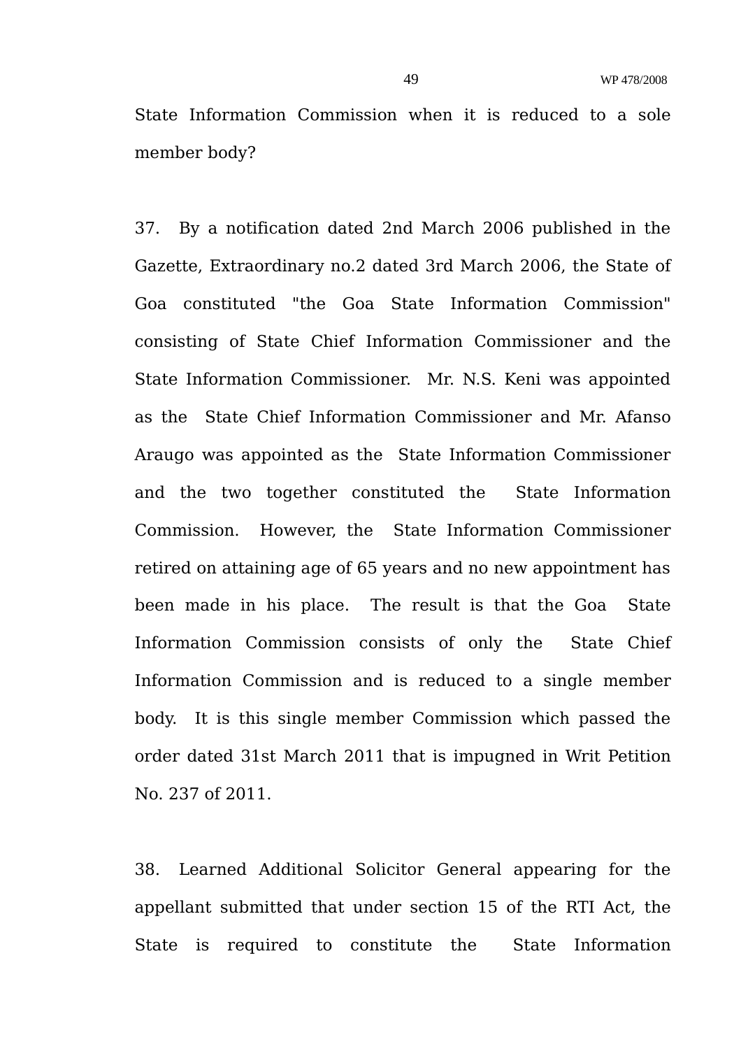State Information Commission when it is reduced to a sole member body?

37. By a notification dated 2nd March 2006 published in the Gazette, Extraordinary no.2 dated 3rd March 2006, the State of Goa constituted "the Goa State Information Commission" consisting of State Chief Information Commissioner and the State Information Commissioner. Mr. N.S. Keni was appointed as the State Chief Information Commissioner and Mr. Afanso Araugo was appointed as the State Information Commissioner and the two together constituted the State Information Commission. However, the State Information Commissioner retired on attaining age of 65 years and no new appointment has been made in his place. The result is that the Goa State Information Commission consists of only the State Chief Information Commission and is reduced to a single member body. It is this single member Commission which passed the order dated 31st March 2011 that is impugned in Writ Petition No. 237 of 2011.

38. Learned Additional Solicitor General appearing for the appellant submitted that under section 15 of the RTI Act, the State is required to constitute the State Information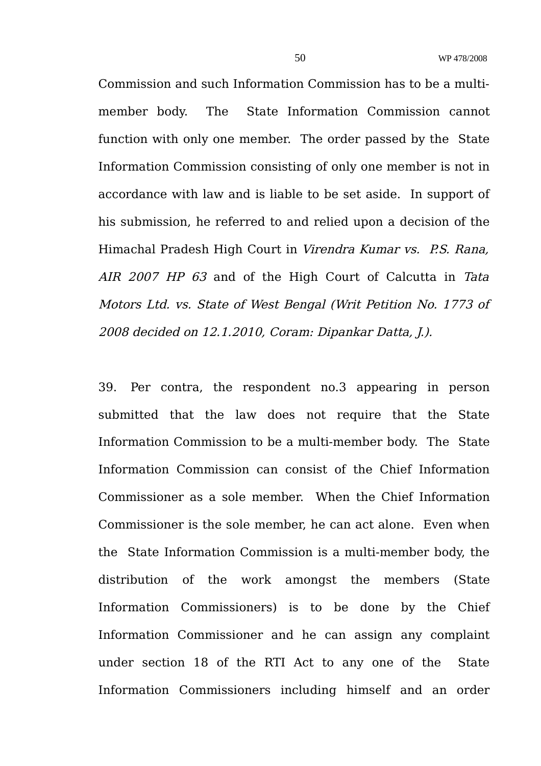Commission and such Information Commission has to be a multi-member body. The State Information Commission cannot function with only one member. The order passed by the State Information Commission consisting of only one member is not in accordance with law and is liable to be set aside. In support of his submission, he referred to and relied upon a decision of the Himachal Pradesh High Court in *Virendra Kumar vs. P.S. Rana, AIR 2007 HP 63* and of the High Court of Calcutta in *Tata Motors Ltd. vs. State of West Bengal (Writ Petition No. 1773 of 2008 decided on 12.1.2010, Coram: Dipankar Datta, J.).*

39. Per contra, the respondent no.3 appearing in person submitted that the law does not require that the State Information Commission to be a multi-member body. The State Information Commission can consist of the Chief Information Commissioner as a sole member. When the Chief Information Commissioner is the sole member, he can act alone. Even when the State Information Commission is a multi-member body, the distribution of the work amongst the members (State Information Commissioners) is to be done by the Chief Information Commissioner and he can assign any complaint under section 18 of the RTI Act to any one of the State Information Commissioners including himself and an order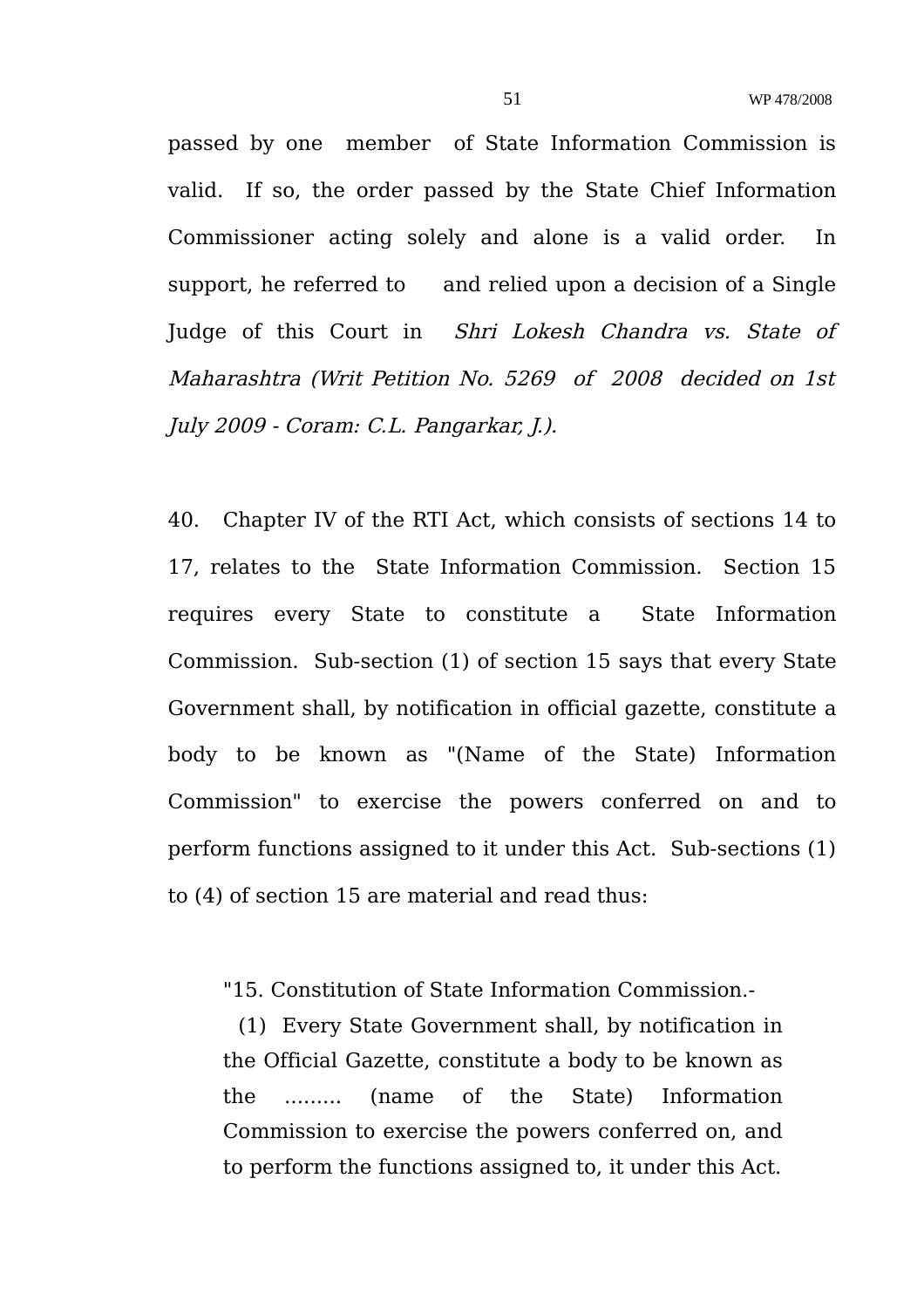passed by one member of State Information Commission is valid. If so, the order passed by the State Chief Information Commissioner acting solely and alone is a valid order. In support, he referred to and relied upon a decision of a Single Judge of this Court in *Shri Lokesh Chandra vs. State of Maharashtra (Writ Petition No. 5269 of 2008 decided on 1st July 2009 - Coram: C.L. Pangarkar, J.).*

40. Chapter IV of the RTI Act, which consists of sections 14 to 17, relates to the State Information Commission. Section 15 requires every State to constitute a State Information Commission. Sub-section (1) of section 15 says that every State Government shall, by notification in official gazette, constitute a body to be known as "(Name of the State) Information Commission" to exercise the powers conferred on and to perform functions assigned to it under this Act. Sub-sections (1) to (4) of section 15 are material and read thus:

> "15. Constitution of State Information Commission.-
>
> (1) Every State Government shall, by notification in the Official Gazette, constitute a body to be known as the ......... (name of the State) Information Commission to exercise the powers conferred on, and to perform the functions assigned to, it under this Act.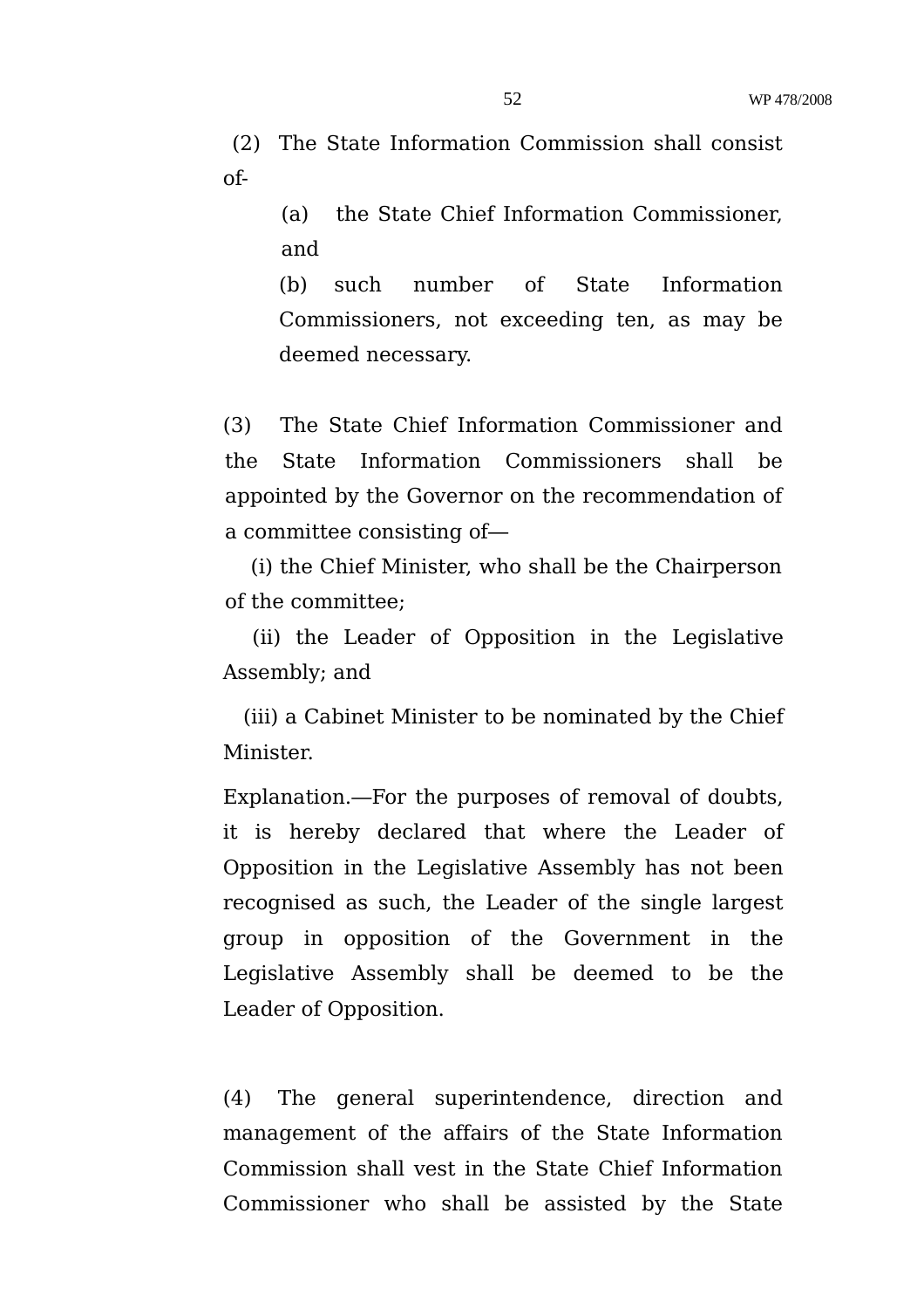(2) The State Information Commission shall consist of-

(a) the State Chief Information Commissioner, and

(b) such number of State Information Commissioners, not exceeding ten, as may be deemed necessary.

(3) The State Chief Information Commissioner and the State Information Commissioners shall be appointed by the Governor on the recommendation of a committee consisting of—

(i) the Chief Minister, who shall be the Chairperson of the committee;

(ii) the Leader of Opposition in the Legislative Assembly; and

(iii) a Cabinet Minister to be nominated by the Chief Minister.

Explanation.—For the purposes of removal of doubts, it is hereby declared that where the Leader of Opposition in the Legislative Assembly has not been recognised as such, the Leader of the single largest group in opposition of the Government in the Legislative Assembly shall be deemed to be the Leader of Opposition.

(4) The general superintendence, direction and management of the affairs of the State Information Commission shall vest in the State Chief Information Commissioner who shall be assisted by the State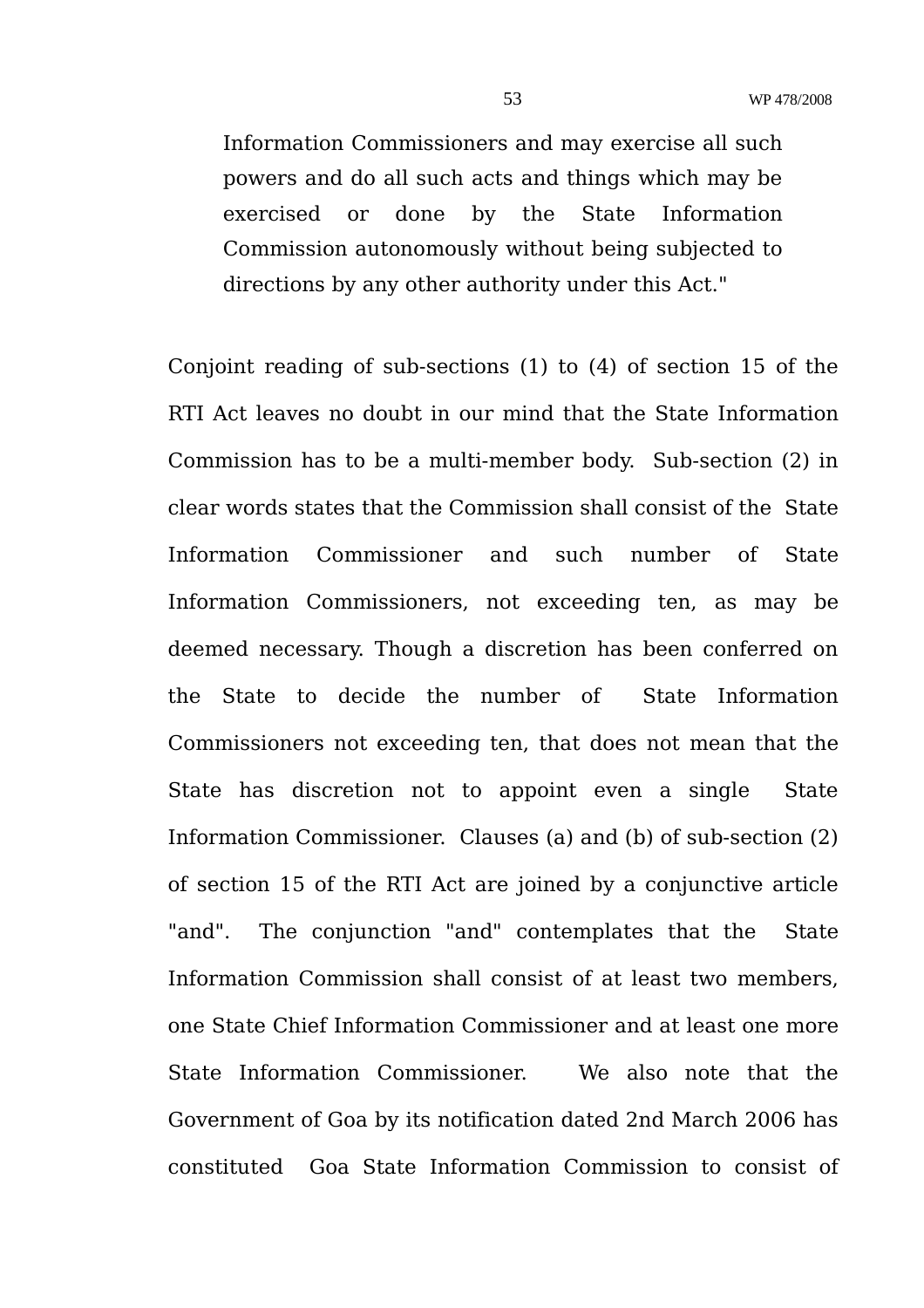> Information Commissioners and may exercise all such powers and do all such acts and things which may be exercised or done by the State Information Commission autonomously without being subjected to directions by any other authority under this Act."

Conjoint reading of sub-sections (1) to (4) of section 15 of the RTI Act leaves no doubt in our mind that the State Information Commission has to be a multi-member body. Sub-section (2) in clear words states that the Commission shall consist of the State Information Commissioner and such number of State Information Commissioners, not exceeding ten, as may be deemed necessary. Though a discretion has been conferred on the State to decide the number of State Information Commissioners not exceeding ten, that does not mean that the State has discretion not to appoint even a single State Information Commissioner. Clauses (a) and (b) of sub-section (2) of section 15 of the RTI Act are joined by a conjunctive article "and". The conjunction "and" contemplates that the State Information Commission shall consist of at least two members, one State Chief Information Commissioner and at least one more State Information Commissioner. We also note that the Government of Goa by its notification dated 2nd March 2006 has constituted Goa State Information Commission to consist of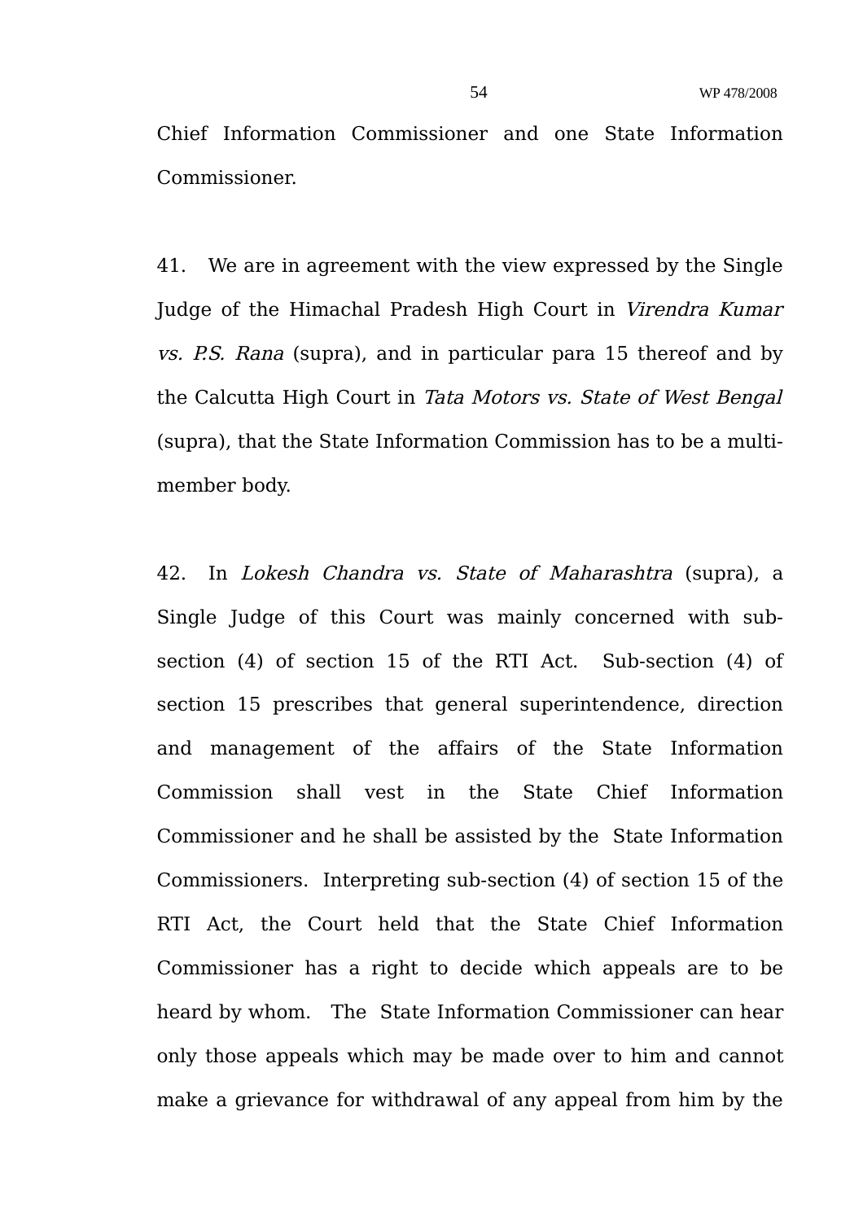Chief Information Commissioner and one State Information Commissioner.

41. We are in agreement with the view expressed by the Single Judge of the Himachal Pradesh High Court in *Virendra Kumar vs. P.S. Rana* (supra), and in particular para 15 thereof and by the Calcutta High Court in *Tata Motors vs. State of West Bengal* (supra), that the State Information Commission has to be a multi-member body.

42. In *Lokesh Chandra vs. State of Maharashtra* (supra), a Single Judge of this Court was mainly concerned with sub-section (4) of section 15 of the RTI Act. Sub-section (4) of section 15 prescribes that general superintendence, direction and management of the affairs of the State Information Commission shall vest in the State Chief Information Commissioner and he shall be assisted by the State Information Commissioners. Interpreting sub-section (4) of section 15 of the RTI Act, the Court held that the State Chief Information Commissioner has a right to decide which appeals are to be heard by whom. The State Information Commissioner can hear only those appeals which may be made over to him and cannot make a grievance for withdrawal of any appeal from him by the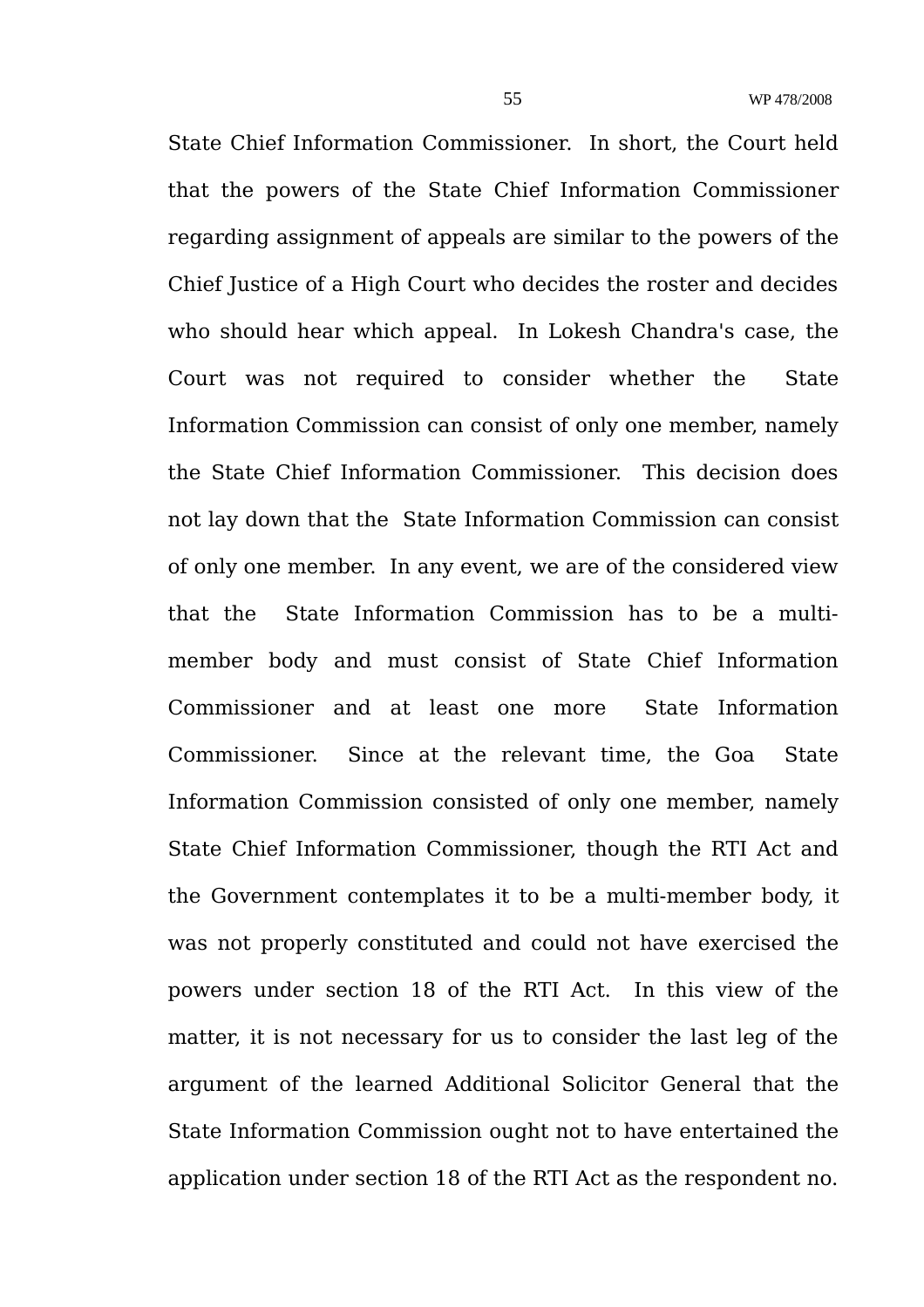State Chief Information Commissioner. In short, the Court held that the powers of the State Chief Information Commissioner regarding assignment of appeals are similar to the powers of the Chief Justice of a High Court who decides the roster and decides who should hear which appeal. In Lokesh Chandra's case, the Court was not required to consider whether the State Information Commission can consist of only one member, namely the State Chief Information Commissioner. This decision does not lay down that the State Information Commission can consist of only one member. In any event, we are of the considered view that the State Information Commission has to be a multi-member body and must consist of State Chief Information Commissioner and at least one more State Information Commissioner. Since at the relevant time, the Goa State Information Commission consisted of only one member, namely State Chief Information Commissioner, though the RTI Act and the Government contemplates it to be a multi-member body, it was not properly constituted and could not have exercised the powers under section 18 of the RTI Act. In this view of the matter, it is not necessary for us to consider the last leg of the argument of the learned Additional Solicitor General that the State Information Commission ought not to have entertained the application under section 18 of the RTI Act as the respondent no.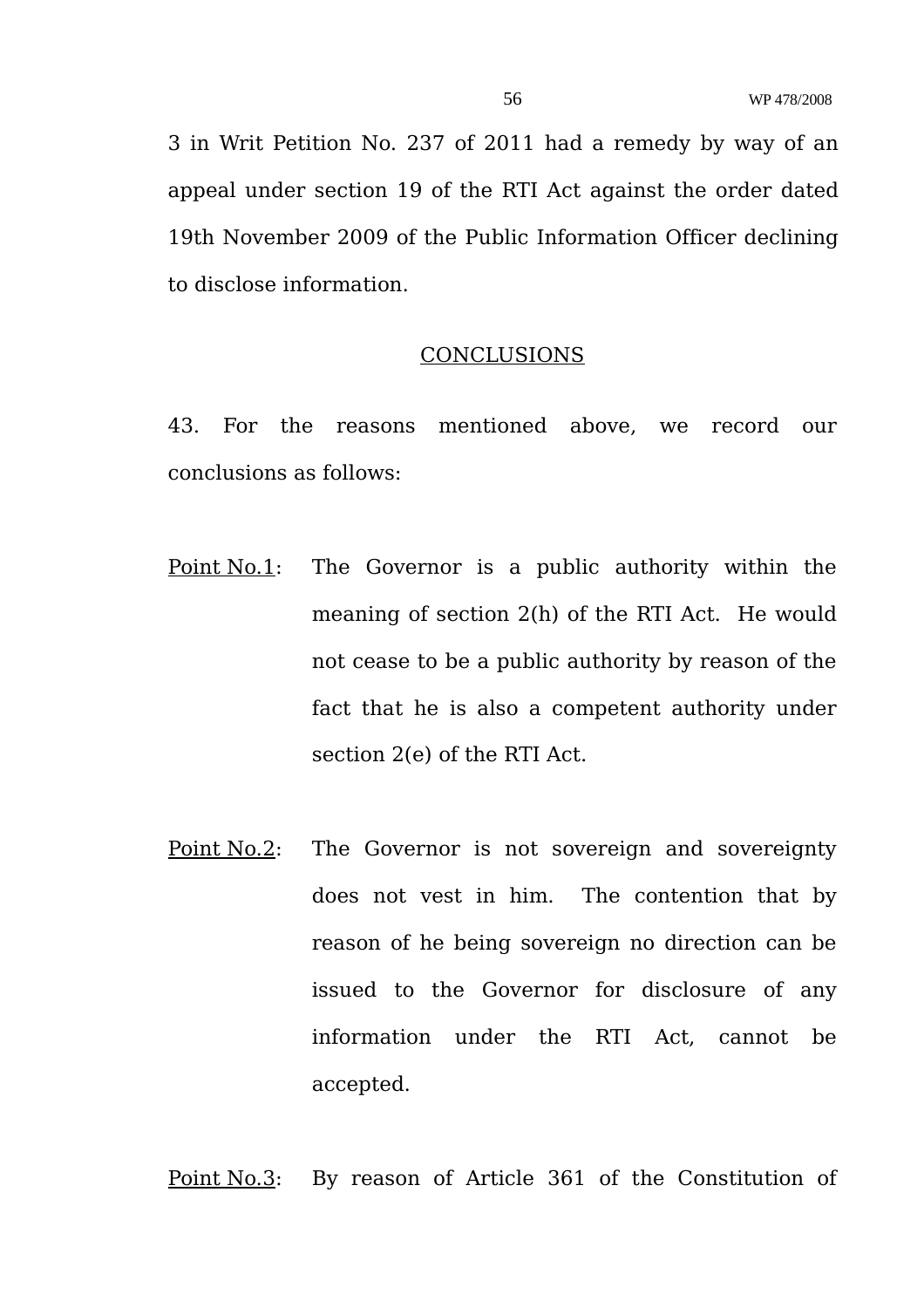3 in Writ Petition No. 237 of 2011 had a remedy by way of an appeal under section 19 of the RTI Act against the order dated 19th November 2009 of the Public Information Officer declining to disclose information.

## CONCLUSIONS

43. For the reasons mentioned above, we record our conclusions as follows:

Point No.1: The Governor is a public authority within the meaning of section 2(h) of the RTI Act. He would not cease to be a public authority by reason of the fact that he is also a competent authority under section 2(e) of the RTI Act.

Point No.2: The Governor is not sovereign and sovereignty does not vest in him. The contention that by reason of he being sovereign no direction can be issued to the Governor for disclosure of any information under the RTI Act, cannot be accepted.

Point No.3: By reason of Article 361 of the Constitution of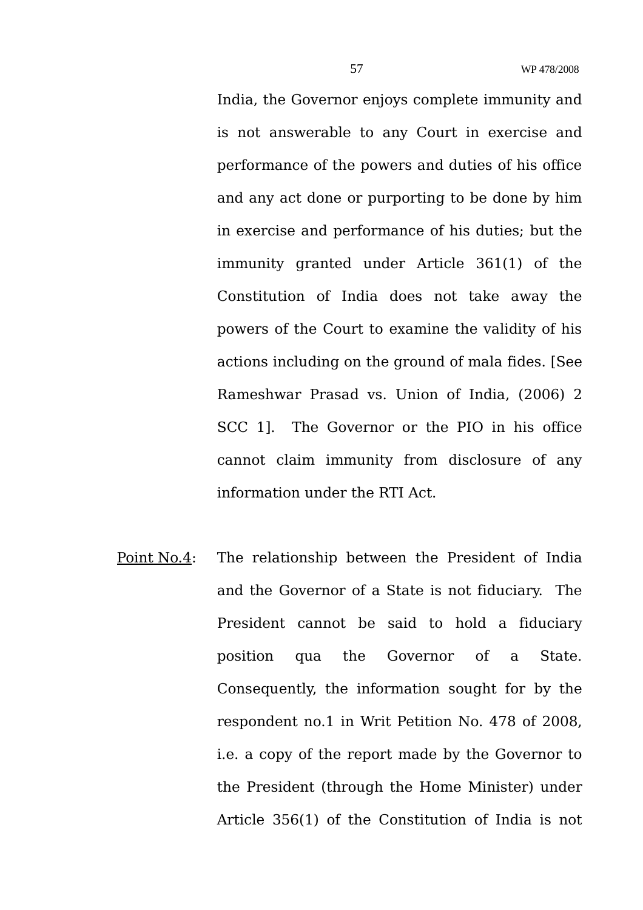India, the Governor enjoys complete immunity and is not answerable to any Court in exercise and performance of the powers and duties of his office and any act done or purporting to be done by him in exercise and performance of his duties; but the immunity granted under Article 361(1) of the Constitution of India does not take away the powers of the Court to examine the validity of his actions including on the ground of mala fides. [See Rameshwar Prasad vs. Union of India, (2006) 2 SCC 1]. The Governor or the PIO in his office cannot claim immunity from disclosure of any information under the RTI Act.

<u>Point No.4</u>: The relationship between the President of India and the Governor of a State is not fiduciary. The President cannot be said to hold a fiduciary position qua the Governor of a State. Consequently, the information sought for by the respondent no.1 in Writ Petition No. 478 of 2008, i.e. a copy of the report made by the Governor to the President (through the Home Minister) under Article 356(1) of the Constitution of India is not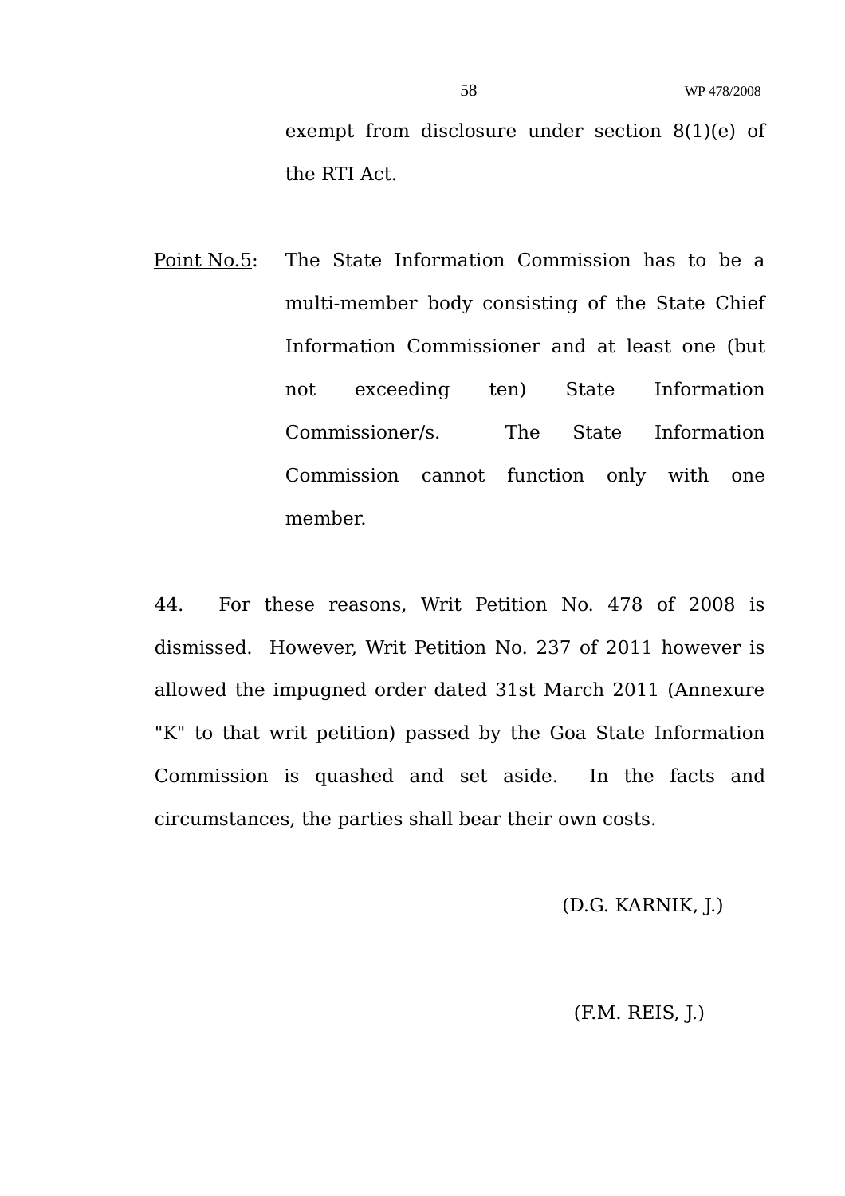exempt from disclosure under section 8(1)(e) of the RTI Act.

<u>Point No.5</u>: The State Information Commission has to be a multi-member body consisting of the State Chief Information Commissioner and at least one (but not exceeding ten) State Information Commissioner/s. The State Information Commission cannot function only with one member.

44. For these reasons, Writ Petition No. 478 of 2008 is dismissed. However, Writ Petition No. 237 of 2011 however is allowed the impugned order dated 31st March 2011 (Annexure "K" to that writ petition) passed by the Goa State Information Commission is quashed and set aside. In the facts and circumstances, the parties shall bear their own costs.

(D.G. KARNIK, J.)

(F.M. REIS, J.)